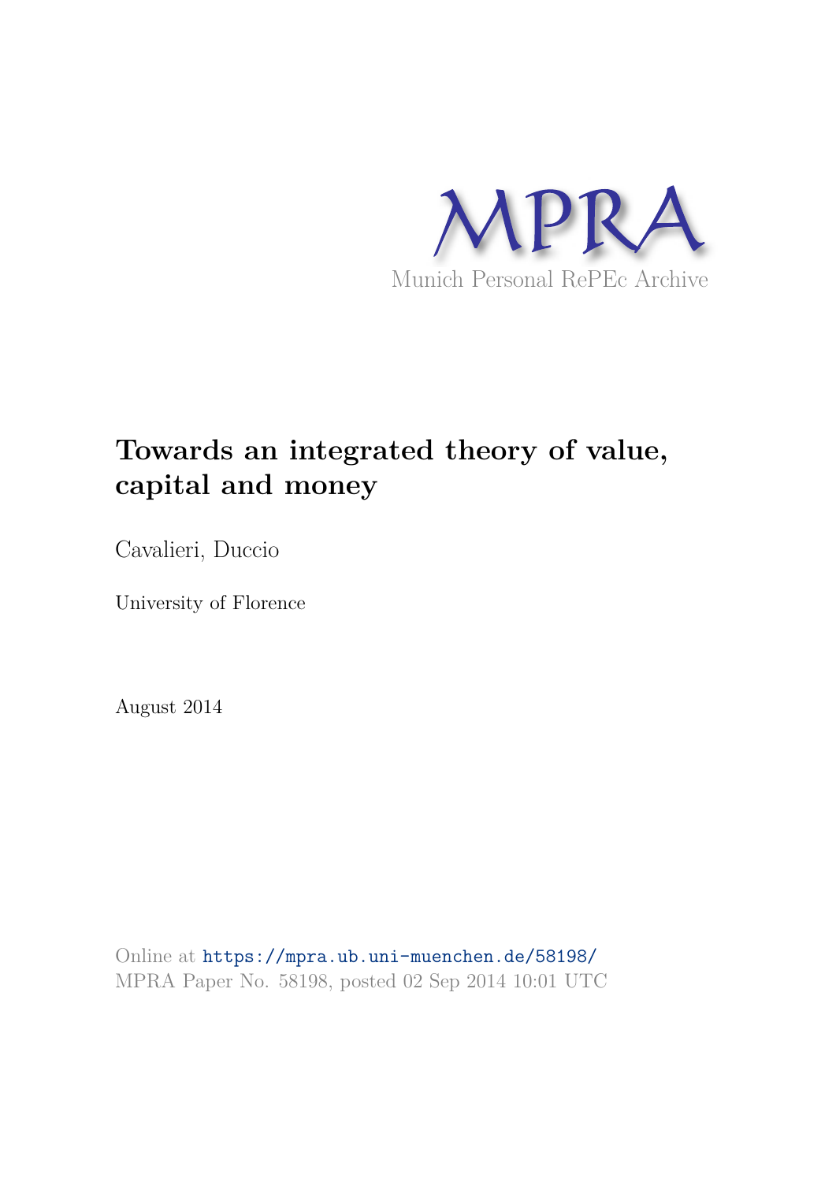MPRA

Munich Personal RePEc Archive

# Towards an integrated theory of value, capital and money

Cavalieri, Duccio

University of Florence

August 2014

Online at https://mpra.ub.uni-muenchen.de/58198/
MPRA Paper No. 58198, posted 02 Sep 2014 10:01 UTC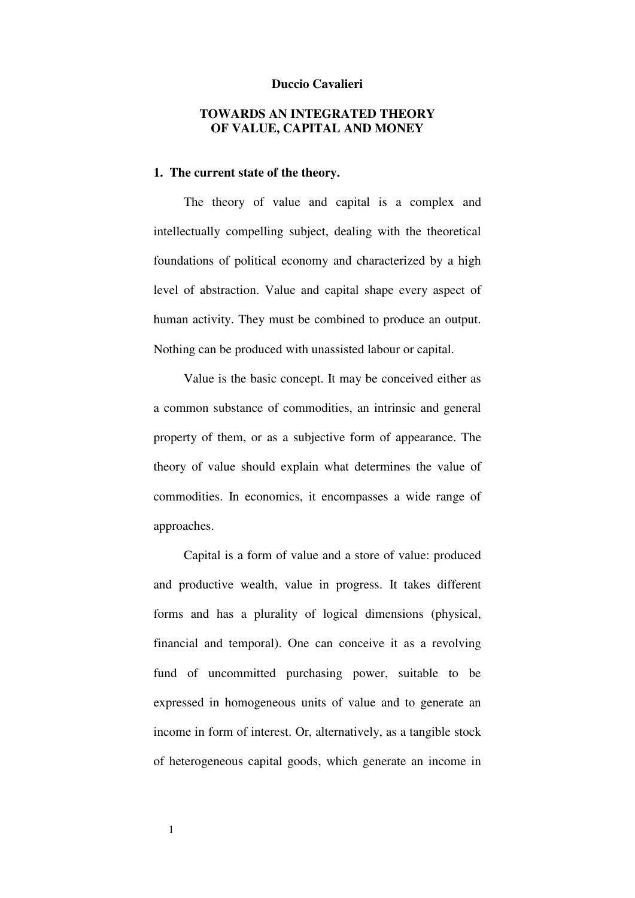**Duccio Cavalieri**

# TOWARDS AN INTEGRATED THEORY OF VALUE, CAPITAL AND MONEY

## 1. The current state of the theory.

The theory of value and capital is a complex and intellectually compelling subject, dealing with the theoretical foundations of political economy and characterized by a high level of abstraction. Value and capital shape every aspect of human activity. They must be combined to produce an output. Nothing can be produced with unassisted labour or capital.

Value is the basic concept. It may be conceived either as a common substance of commodities, an intrinsic and general property of them, or as a subjective form of appearance. The theory of value should explain what determines the value of commodities. In economics, it encompasses a wide range of approaches.

Capital is a form of value and a store of value: produced and productive wealth, value in progress. It takes different forms and has a plurality of logical dimensions (physical, financial and temporal). One can conceive it as a revolving fund of uncommitted purchasing power, suitable to be expressed in homogeneous units of value and to generate an income in form of interest. Or, alternatively, as a tangible stock of heterogeneous capital goods, which generate an income in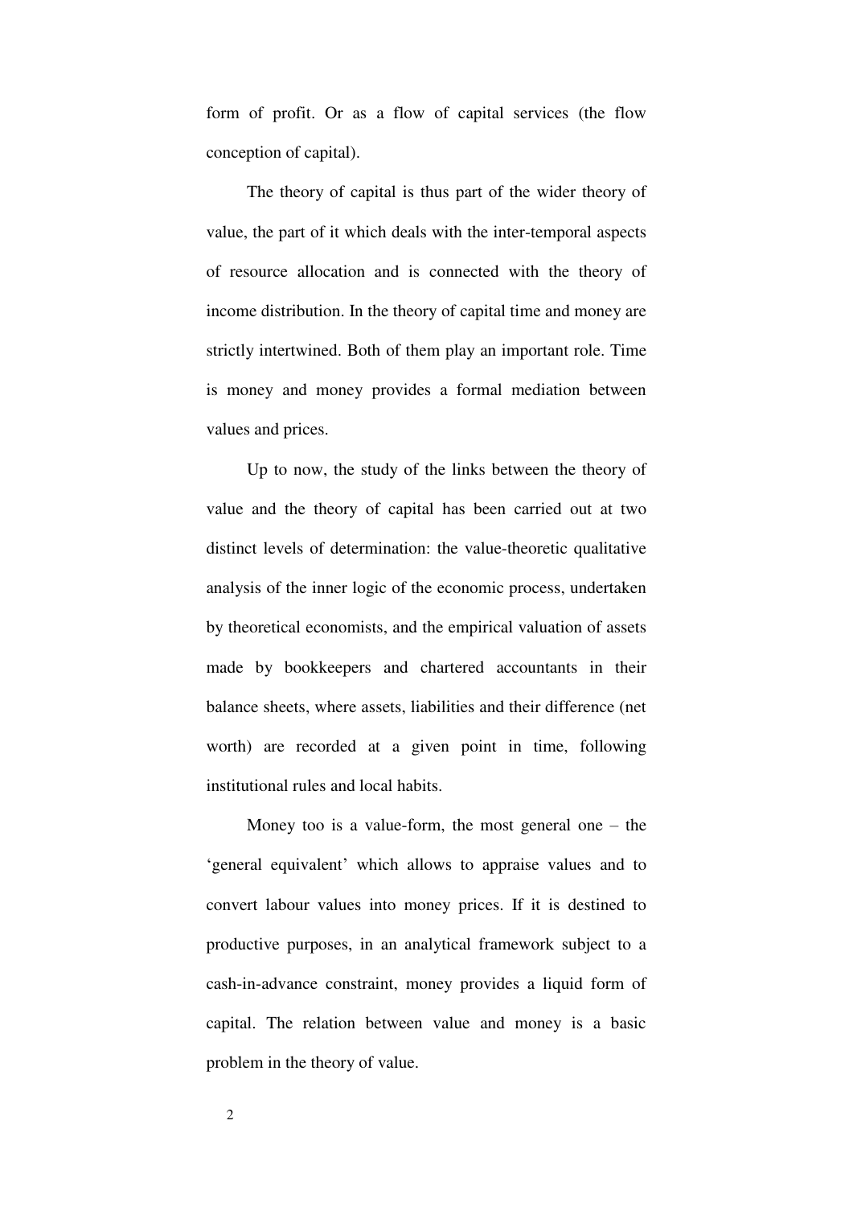form of profit. Or as a flow of capital services (the flow conception of capital).

The theory of capital is thus part of the wider theory of value, the part of it which deals with the inter-temporal aspects of resource allocation and is connected with the theory of income distribution. In the theory of capital time and money are strictly intertwined. Both of them play an important role. Time is money and money provides a formal mediation between values and prices.

Up to now, the study of the links between the theory of value and the theory of capital has been carried out at two distinct levels of determination: the value-theoretic qualitative analysis of the inner logic of the economic process, undertaken by theoretical economists, and the empirical valuation of assets made by bookkeepers and chartered accountants in their balance sheets, where assets, liabilities and their difference (net worth) are recorded at a given point in time, following institutional rules and local habits.

Money too is a value-form, the most general one – the 'general equivalent' which allows to appraise values and to convert labour values into money prices. If it is destined to productive purposes, in an analytical framework subject to a cash-in-advance constraint, money provides a liquid form of capital. The relation between value and money is a basic problem in the theory of value.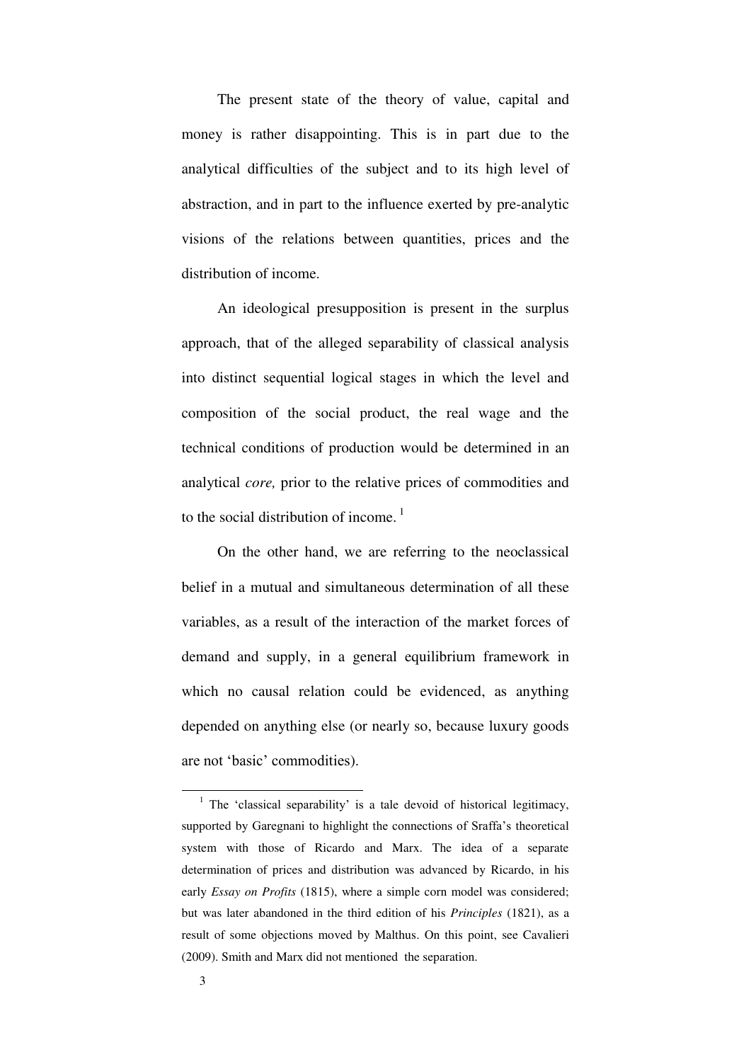The present state of the theory of value, capital and money is rather disappointing. This is in part due to the analytical difficulties of the subject and to its high level of abstraction, and in part to the influence exerted by pre-analytic visions of the relations between quantities, prices and the distribution of income.

An ideological presupposition is present in the surplus approach, that of the alleged separability of classical analysis into distinct sequential logical stages in which the level and composition of the social product, the real wage and the technical conditions of production would be determined in an analytical *core,* prior to the relative prices of commodities and to the social distribution of income. [1]

On the other hand, we are referring to the neoclassical belief in a mutual and simultaneous determination of all these variables, as a result of the interaction of the market forces of demand and supply, in a general equilibrium framework in which no causal relation could be evidenced, as anything depended on anything else (or nearly so, because luxury goods are not 'basic' commodities).

---

[1] The 'classical separability' is a tale devoid of historical legitimacy, supported by Garegnani to highlight the connections of Sraffa's theoretical system with those of Ricardo and Marx. The idea of a separate determination of prices and distribution was advanced by Ricardo, in his early *Essay on Profits* (1815), where a simple corn model was considered; but was later abandoned in the third edition of his *Principles* (1821), as a result of some objections moved by Malthus. On this point, see Cavalieri (2009). Smith and Marx did not mentioned the separation.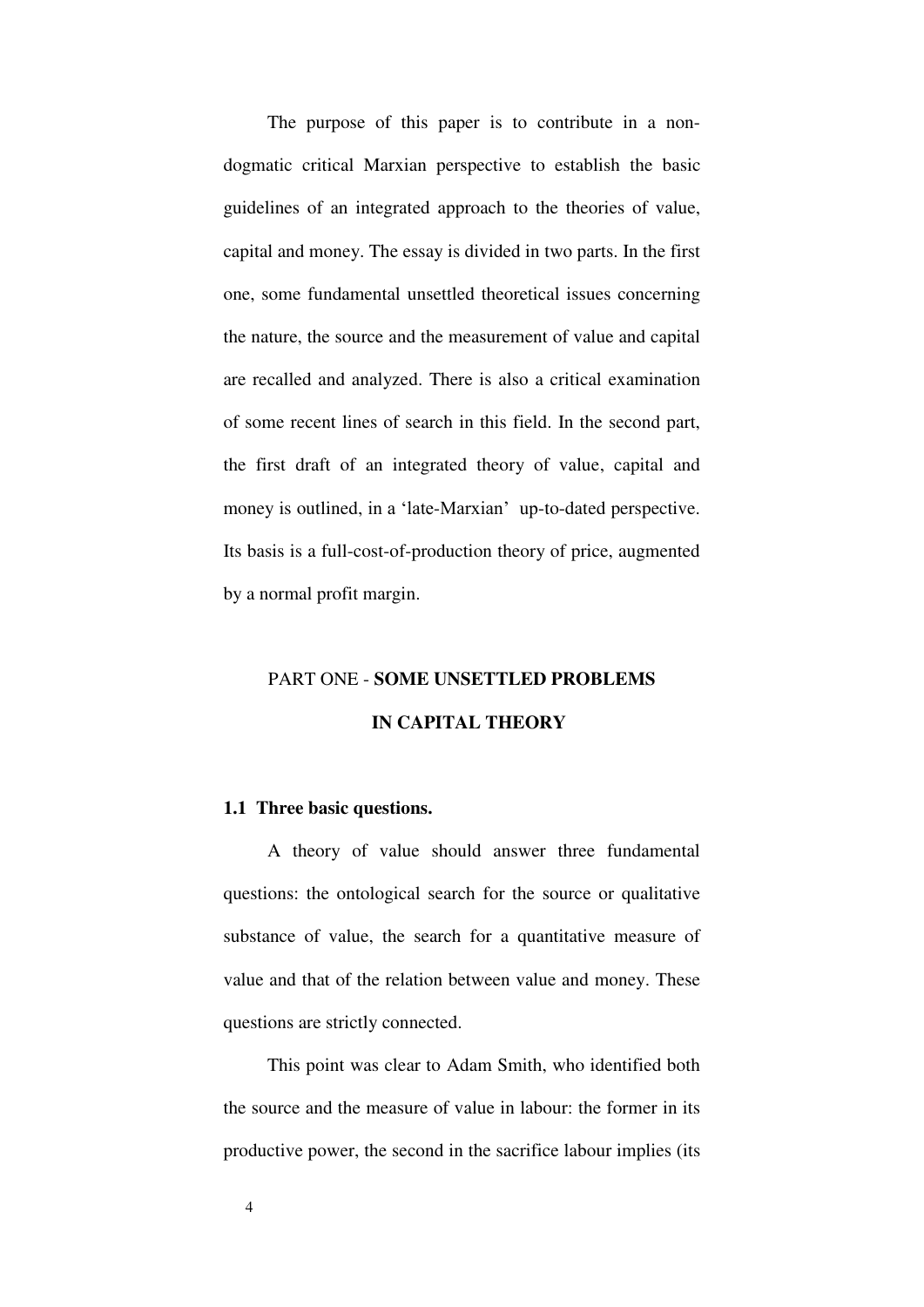The purpose of this paper is to contribute in a non-dogmatic critical Marxian perspective to establish the basic guidelines of an integrated approach to the theories of value, capital and money. The essay is divided in two parts. In the first one, some fundamental unsettled theoretical issues concerning the nature, the source and the measurement of value and capital are recalled and analyzed. There is also a critical examination of some recent lines of search in this field. In the second part, the first draft of an integrated theory of value, capital and money is outlined, in a 'late-Marxian' up-to-dated perspective. Its basis is a full-cost-of-production theory of price, augmented by a normal profit margin.

# PART ONE - **SOME UNSETTLED PROBLEMS IN CAPITAL THEORY**

## 1.1 Three basic questions.

A theory of value should answer three fundamental questions: the ontological search for the source or qualitative substance of value, the search for a quantitative measure of value and that of the relation between value and money. These questions are strictly connected.

This point was clear to Adam Smith, who identified both the source and the measure of value in labour: the former in its productive power, the second in the sacrifice labour implies (its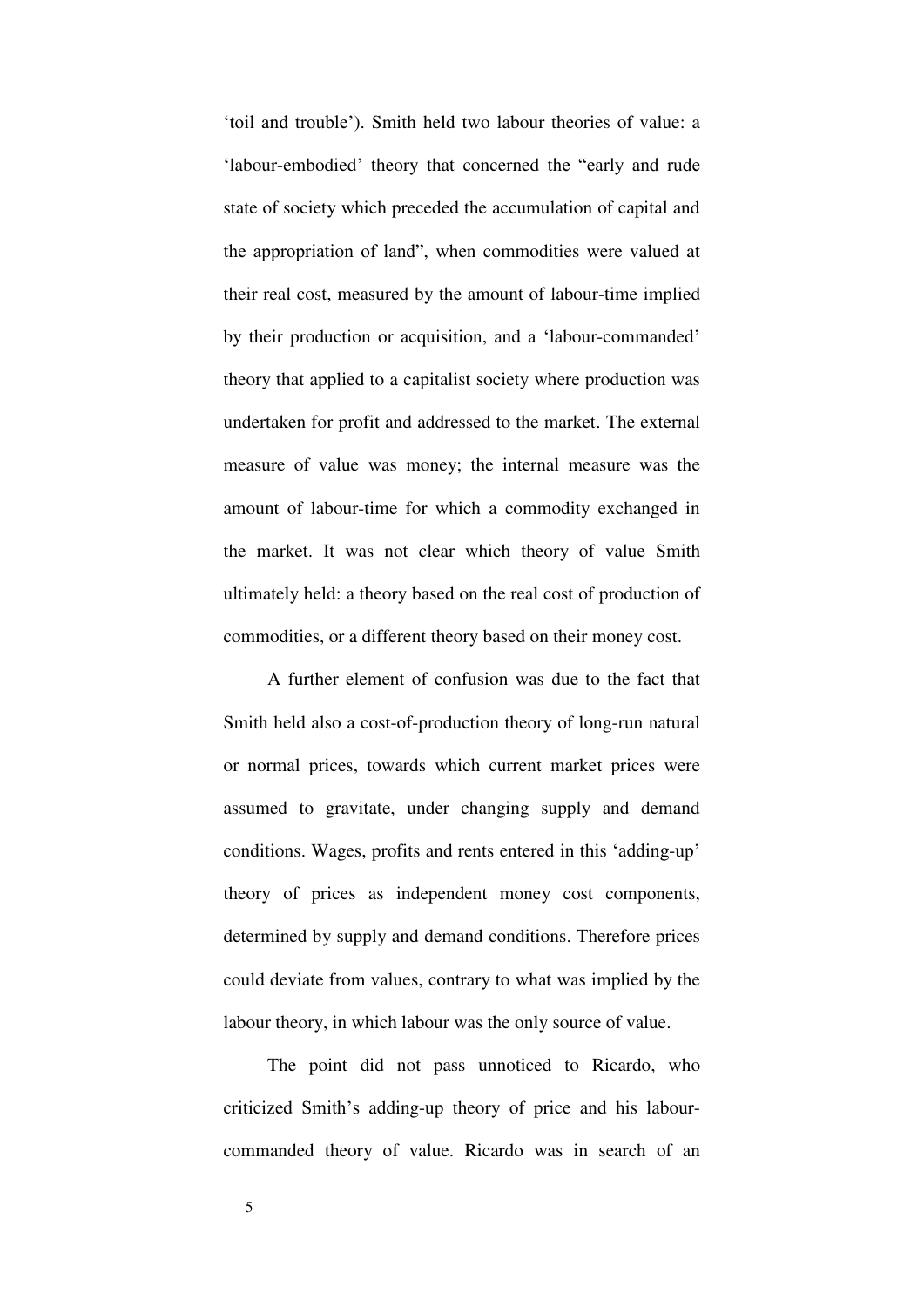'toil and trouble'). Smith held two labour theories of value: a 'labour-embodied' theory that concerned the "early and rude state of society which preceded the accumulation of capital and the appropriation of land", when commodities were valued at their real cost, measured by the amount of labour-time implied by their production or acquisition, and a 'labour-commanded' theory that applied to a capitalist society where production was undertaken for profit and addressed to the market. The external measure of value was money; the internal measure was the amount of labour-time for which a commodity exchanged in the market. It was not clear which theory of value Smith ultimately held: a theory based on the real cost of production of commodities, or a different theory based on their money cost.

A further element of confusion was due to the fact that Smith held also a cost-of-production theory of long-run natural or normal prices, towards which current market prices were assumed to gravitate, under changing supply and demand conditions. Wages, profits and rents entered in this 'adding-up' theory of prices as independent money cost components, determined by supply and demand conditions. Therefore prices could deviate from values, contrary to what was implied by the labour theory, in which labour was the only source of value.

The point did not pass unnoticed to Ricardo, who criticized Smith's adding-up theory of price and his labour-commanded theory of value. Ricardo was in search of an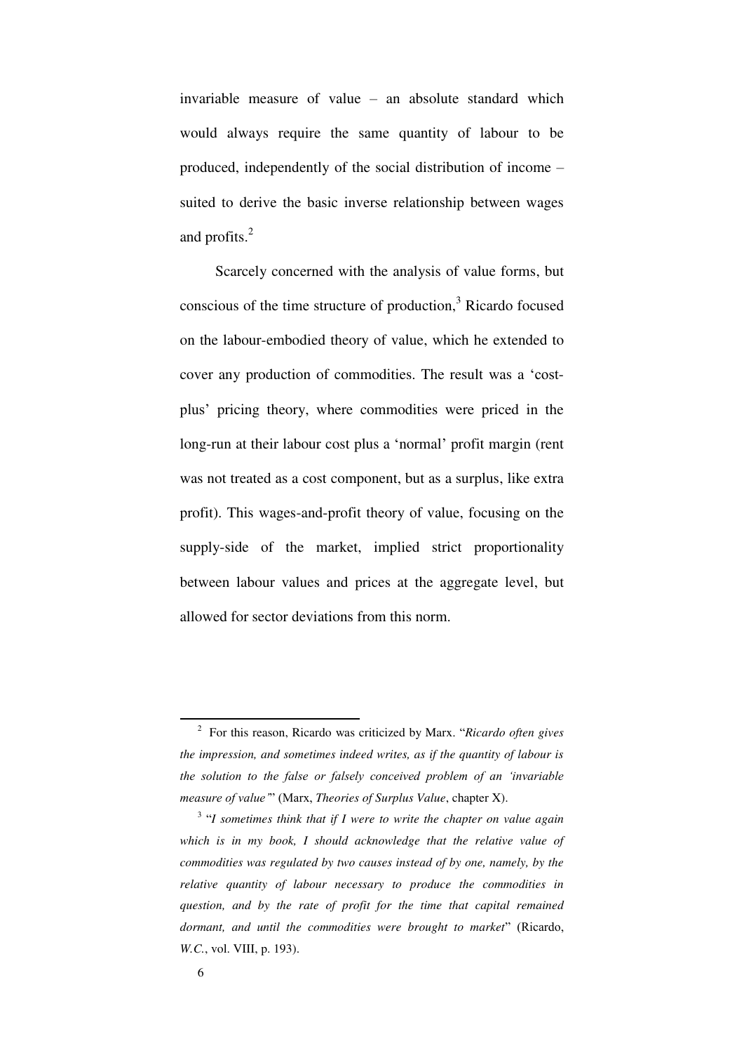invariable measure of value – an absolute standard which would always require the same quantity of labour to be produced, independently of the social distribution of income – suited to derive the basic inverse relationship between wages and profits.[2]

Scarcely concerned with the analysis of value forms, but conscious of the time structure of production,[3] Ricardo focused on the labour-embodied theory of value, which he extended to cover any production of commodities. The result was a 'cost-plus' pricing theory, where commodities were priced in the long-run at their labour cost plus a 'normal' profit margin (rent was not treated as a cost component, but as a surplus, like extra profit). This wages-and-profit theory of value, focusing on the supply-side of the market, implied strict proportionality between labour values and prices at the aggregate level, but allowed for sector deviations from this norm.

---

[2] For this reason, Ricardo was criticized by Marx. "*Ricardo often gives the impression, and sometimes indeed writes, as if the quantity of labour is the solution to the false or falsely conceived problem of an 'invariable measure of value'*" (Marx, *Theories of Surplus Value*, chapter X).

[3] "*I sometimes think that if I were to write the chapter on value again which is in my book, I should acknowledge that the relative value of commodities was regulated by two causes instead of by one, namely, by the relative quantity of labour necessary to produce the commodities in question, and by the rate of profit for the time that capital remained dormant, and until the commodities were brought to market*" (Ricardo, *W.C.*, vol. VIII, p. 193).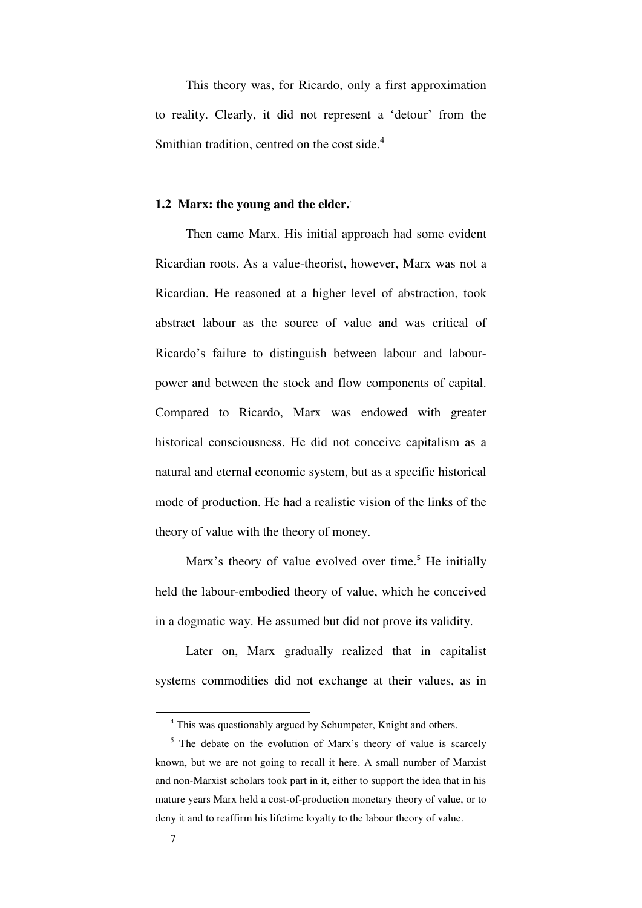This theory was, for Ricardo, only a first approximation to reality. Clearly, it did not represent a 'detour' from the Smithian tradition, centred on the cost side.[4]

### 1.2 Marx: the young and the elder.

Then came Marx. His initial approach had some evident Ricardian roots. As a value-theorist, however, Marx was not a Ricardian. He reasoned at a higher level of abstraction, took abstract labour as the source of value and was critical of Ricardo's failure to distinguish between labour and labour-power and between the stock and flow components of capital. Compared to Ricardo, Marx was endowed with greater historical consciousness. He did not conceive capitalism as a natural and eternal economic system, but as a specific historical mode of production. He had a realistic vision of the links of the theory of value with the theory of money.

Marx's theory of value evolved over time.[5] He initially held the labour-embodied theory of value, which he conceived in a dogmatic way. He assumed but did not prove its validity.

Later on, Marx gradually realized that in capitalist systems commodities did not exchange at their values, as in

---

[4] This was questionably argued by Schumpeter, Knight and others.

[5] The debate on the evolution of Marx's theory of value is scarcely known, but we are not going to recall it here. A small number of Marxist and non-Marxist scholars took part in it, either to support the idea that in his mature years Marx held a cost-of-production monetary theory of value, or to deny it and to reaffirm his lifetime loyalty to the labour theory of value.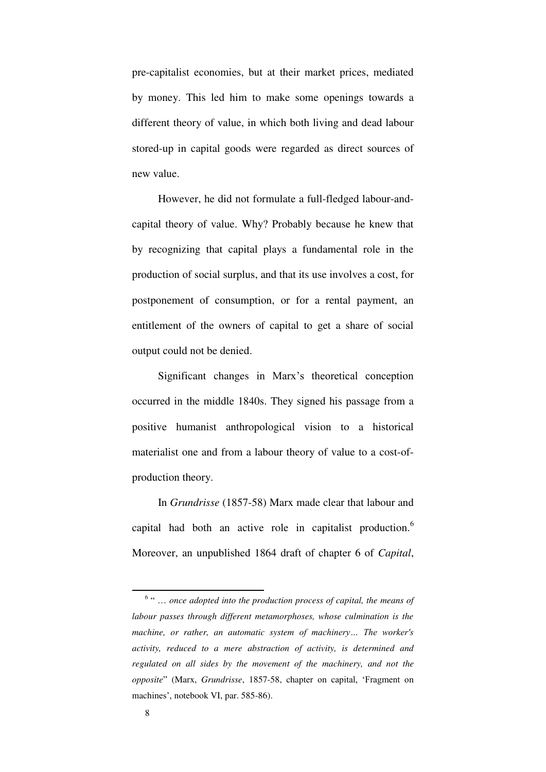pre-capitalist economies, but at their market prices, mediated by money. This led him to make some openings towards a different theory of value, in which both living and dead labour stored-up in capital goods were regarded as direct sources of new value.

However, he did not formulate a full-fledged labour-and-capital theory of value. Why? Probably because he knew that by recognizing that capital plays a fundamental role in the production of social surplus, and that its use involves a cost, for postponement of consumption, or for a rental payment, an entitlement of the owners of capital to get a share of social output could not be denied.

Significant changes in Marx's theoretical conception occurred in the middle 1840s. They signed his passage from a positive humanist anthropological vision to a historical materialist one and from a labour theory of value to a cost-of-production theory.

In *Grundrisse* (1857-58) Marx made clear that labour and capital had both an active role in capitalist production.[6] Moreover, an unpublished 1864 draft of chapter 6 of *Capital*,

---

[6] "*… once adopted into the production process of capital, the means of labour passes through different metamorphoses, whose culmination is the machine, or rather, an automatic system of machinery… The worker's activity, reduced to a mere abstraction of activity, is determined and regulated on all sides by the movement of the machinery, and not the opposite*" (Marx, *Grundrisse*, 1857-58, chapter on capital, 'Fragment on machines', notebook VI, par. 585-86).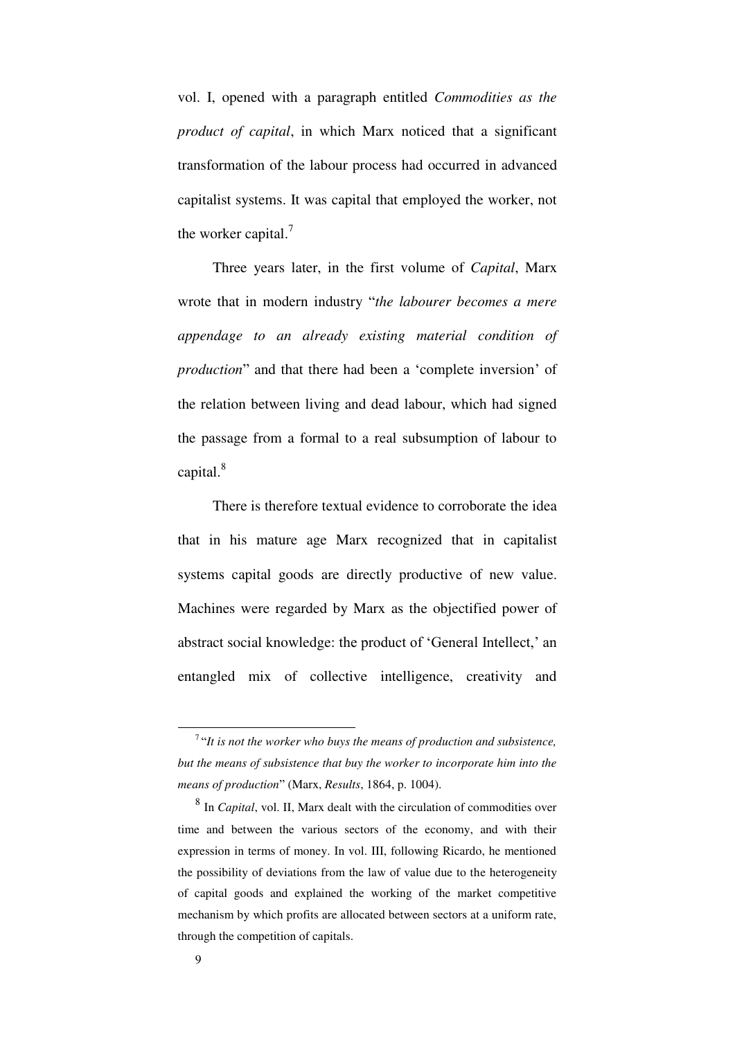vol. I, opened with a paragraph entitled *Commodities as the product of capital*, in which Marx noticed that a significant transformation of the labour process had occurred in advanced capitalist systems. It was capital that employed the worker, not the worker capital.[7]

Three years later, in the first volume of *Capital*, Marx wrote that in modern industry "*the labourer becomes a mere appendage to an already existing material condition of production*" and that there had been a 'complete inversion' of the relation between living and dead labour, which had signed the passage from a formal to a real subsumption of labour to capital.[8]

There is therefore textual evidence to corroborate the idea that in his mature age Marx recognized that in capitalist systems capital goods are directly productive of new value. Machines were regarded by Marx as the objectified power of abstract social knowledge: the product of 'General Intellect,' an entangled mix of collective intelligence, creativity and

---

[7] "*It is not the worker who buys the means of production and subsistence, but the means of subsistence that buy the worker to incorporate him into the means of production*" (Marx, *Results*, 1864, p. 1004).

[8] In *Capital*, vol. II, Marx dealt with the circulation of commodities over time and between the various sectors of the economy, and with their expression in terms of money. In vol. III, following Ricardo, he mentioned the possibility of deviations from the law of value due to the heterogeneity of capital goods and explained the working of the market competitive mechanism by which profits are allocated between sectors at a uniform rate, through the competition of capitals.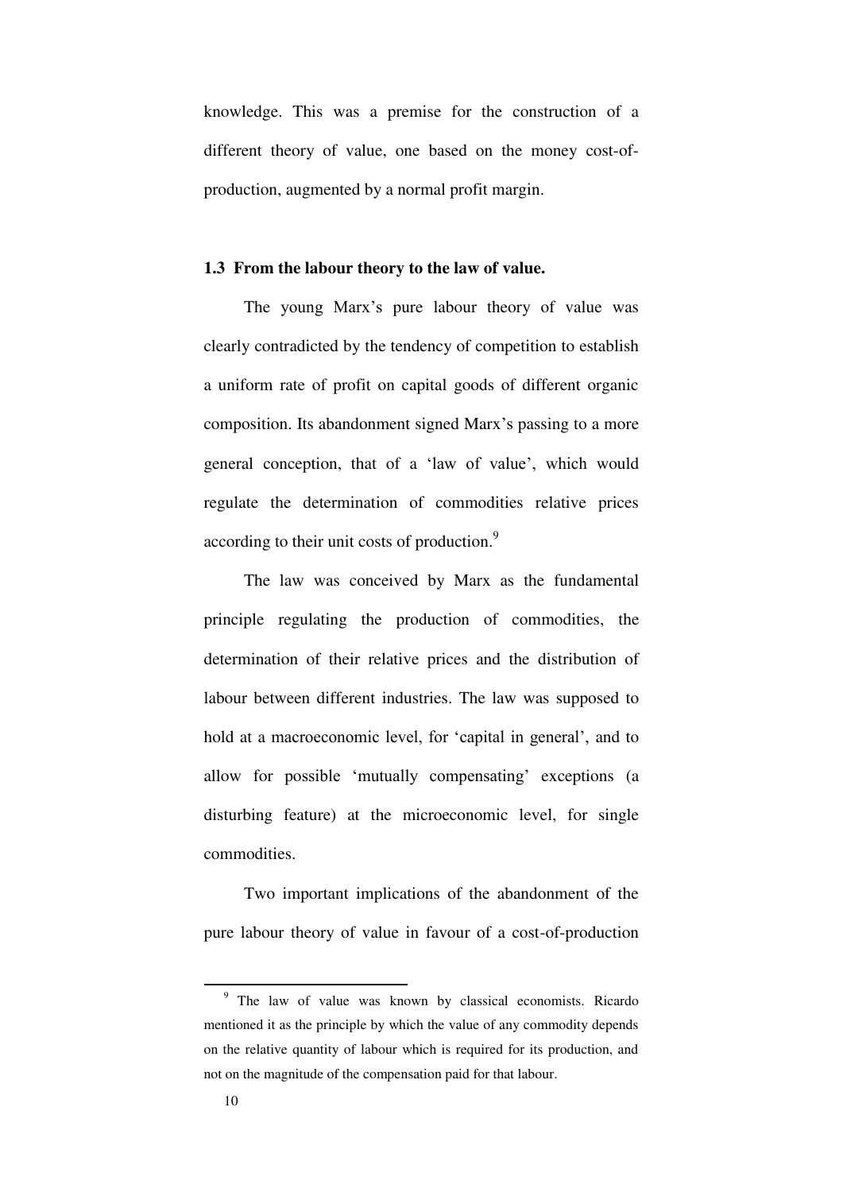knowledge. This was a premise for the construction of a different theory of value, one based on the money cost-of-production, augmented by a normal profit margin.

### 1.3 From the labour theory to the law of value.

The young Marx's pure labour theory of value was clearly contradicted by the tendency of competition to establish a uniform rate of profit on capital goods of different organic composition. Its abandonment signed Marx's passing to a more general conception, that of a 'law of value', which would regulate the determination of commodities relative prices according to their unit costs of production.[9]

The law was conceived by Marx as the fundamental principle regulating the production of commodities, the determination of their relative prices and the distribution of labour between different industries. The law was supposed to hold at a macroeconomic level, for 'capital in general', and to allow for possible 'mutually compensating' exceptions (a disturbing feature) at the microeconomic level, for single commodities.

Two important implications of the abandonment of the pure labour theory of value in favour of a cost-of-production

---

[9] The law of value was known by classical economists. Ricardo mentioned it as the principle by which the value of any commodity depends on the relative quantity of labour which is required for its production, and not on the magnitude of the compensation paid for that labour.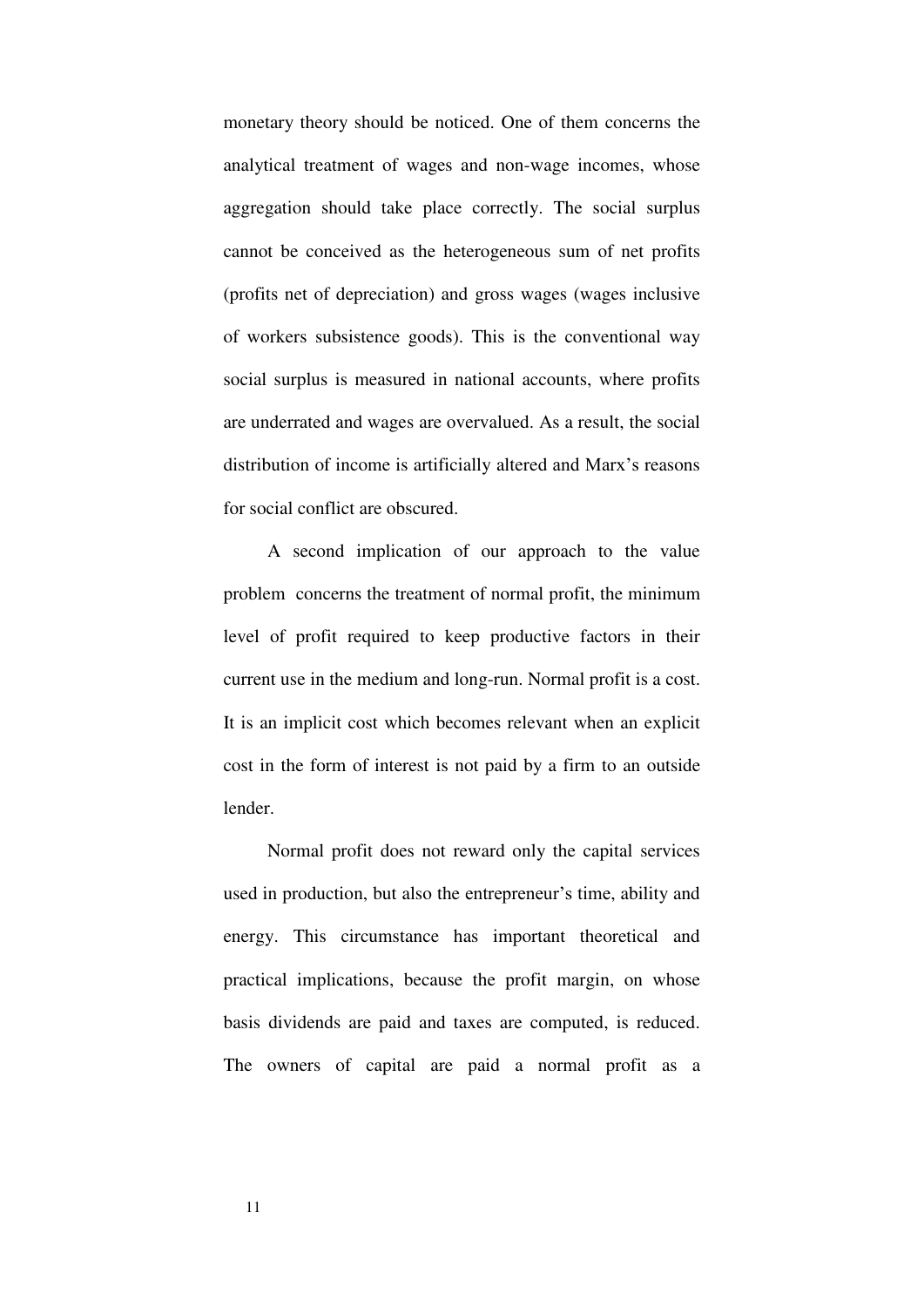monetary theory should be noticed. One of them concerns the analytical treatment of wages and non-wage incomes, whose aggregation should take place correctly. The social surplus cannot be conceived as the heterogeneous sum of net profits (profits net of depreciation) and gross wages (wages inclusive of workers subsistence goods). This is the conventional way social surplus is measured in national accounts, where profits are underrated and wages are overvalued. As a result, the social distribution of income is artificially altered and Marx's reasons for social conflict are obscured.

A second implication of our approach to the value problem concerns the treatment of normal profit, the minimum level of profit required to keep productive factors in their current use in the medium and long-run. Normal profit is a cost. It is an implicit cost which becomes relevant when an explicit cost in the form of interest is not paid by a firm to an outside lender.

Normal profit does not reward only the capital services used in production, but also the entrepreneur's time, ability and energy. This circumstance has important theoretical and practical implications, because the profit margin, on whose basis dividends are paid and taxes are computed, is reduced. The owners of capital are paid a normal profit as a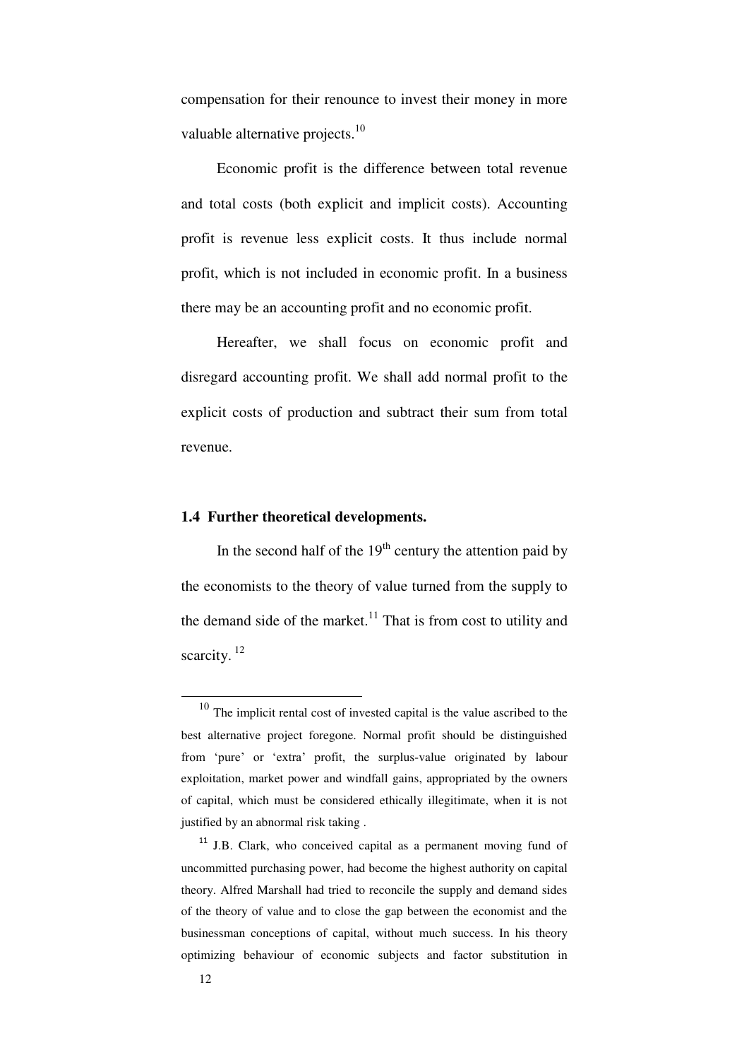compensation for their renounce to invest their money in more valuable alternative projects.[10]

Economic profit is the difference between total revenue and total costs (both explicit and implicit costs). Accounting profit is revenue less explicit costs. It thus include normal profit, which is not included in economic profit. In a business there may be an accounting profit and no economic profit.

Hereafter, we shall focus on economic profit and disregard accounting profit. We shall add normal profit to the explicit costs of production and subtract their sum from total revenue.

### 1.4 Further theoretical developments.

In the second half of the 19th century the attention paid by the economists to the theory of value turned from the supply to the demand side of the market.[11] That is from cost to utility and scarcity.[12]

---

[10] The implicit rental cost of invested capital is the value ascribed to the best alternative project foregone. Normal profit should be distinguished from 'pure' or 'extra' profit, the surplus-value originated by labour exploitation, market power and windfall gains, appropriated by the owners of capital, which must be considered ethically illegitimate, when it is not justified by an abnormal risk taking .

[11] J.B. Clark, who conceived capital as a permanent moving fund of uncommitted purchasing power, had become the highest authority on capital theory. Alfred Marshall had tried to reconcile the supply and demand sides of the theory of value and to close the gap between the economist and the businessman conceptions of capital, without much success. In his theory optimizing behaviour of economic subjects and factor substitution in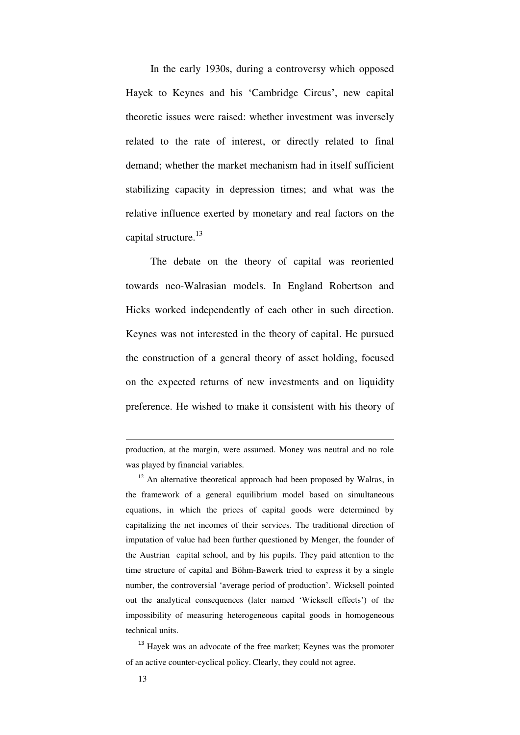In the early 1930s, during a controversy which opposed Hayek to Keynes and his 'Cambridge Circus', new capital theoretic issues were raised: whether investment was inversely related to the rate of interest, or directly related to final demand; whether the market mechanism had in itself sufficient stabilizing capacity in depression times; and what was the relative influence exerted by monetary and real factors on the capital structure.[13]

The debate on the theory of capital was reoriented towards neo-Walrasian models. In England Robertson and Hicks worked independently of each other in such direction. Keynes was not interested in the theory of capital. He pursued the construction of a general theory of asset holding, focused on the expected returns of new investments and on liquidity preference. He wished to make it consistent with his theory of

---

production, at the margin, were assumed. Money was neutral and no role was played by financial variables.

[12] An alternative theoretical approach had been proposed by Walras, in the framework of a general equilibrium model based on simultaneous equations, in which the prices of capital goods were determined by capitalizing the net incomes of their services. The traditional direction of imputation of value had been further questioned by Menger, the founder of the Austrian capital school, and by his pupils. They paid attention to the time structure of capital and Böhm-Bawerk tried to express it by a single number, the controversial 'average period of production'. Wicksell pointed out the analytical consequences (later named 'Wicksell effects') of the impossibility of measuring heterogeneous capital goods in homogeneous technical units.

[13] Hayek was an advocate of the free market; Keynes was the promoter of an active counter-cyclical policy. Clearly, they could not agree.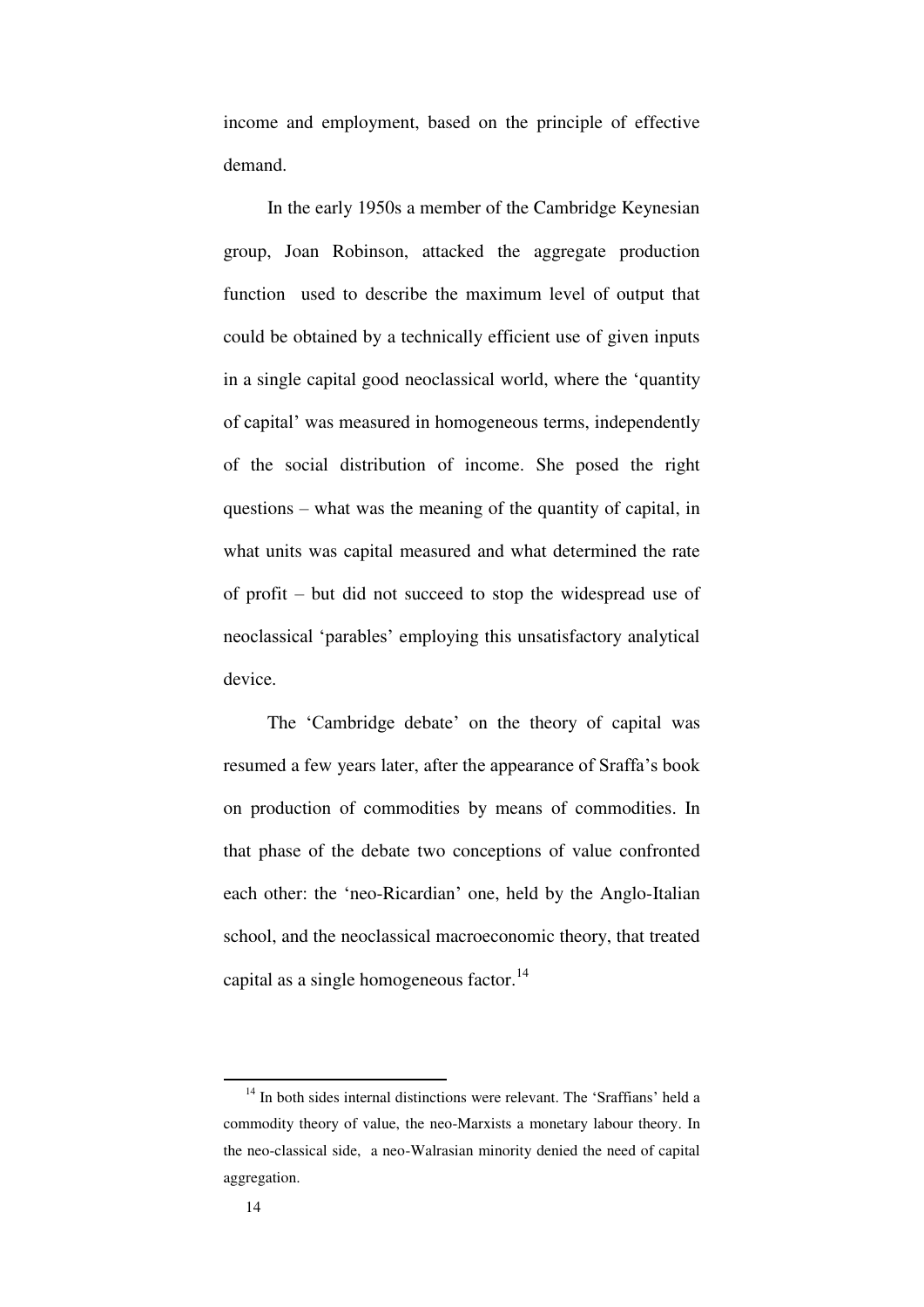income and employment, based on the principle of effective demand.

In the early 1950s a member of the Cambridge Keynesian group, Joan Robinson, attacked the aggregate production function used to describe the maximum level of output that could be obtained by a technically efficient use of given inputs in a single capital good neoclassical world, where the 'quantity of capital' was measured in homogeneous terms, independently of the social distribution of income. She posed the right questions – what was the meaning of the quantity of capital, in what units was capital measured and what determined the rate of profit – but did not succeed to stop the widespread use of neoclassical 'parables' employing this unsatisfactory analytical device.

The 'Cambridge debate' on the theory of capital was resumed a few years later, after the appearance of Sraffa's book on production of commodities by means of commodities. In that phase of the debate two conceptions of value confronted each other: the 'neo-Ricardian' one, held by the Anglo-Italian school, and the neoclassical macroeconomic theory, that treated capital as a single homogeneous factor.[14]

[14] In both sides internal distinctions were relevant. The 'Sraffians' held a commodity theory of value, the neo-Marxists a monetary labour theory. In the neo-classical side, a neo-Walrasian minority denied the need of capital aggregation.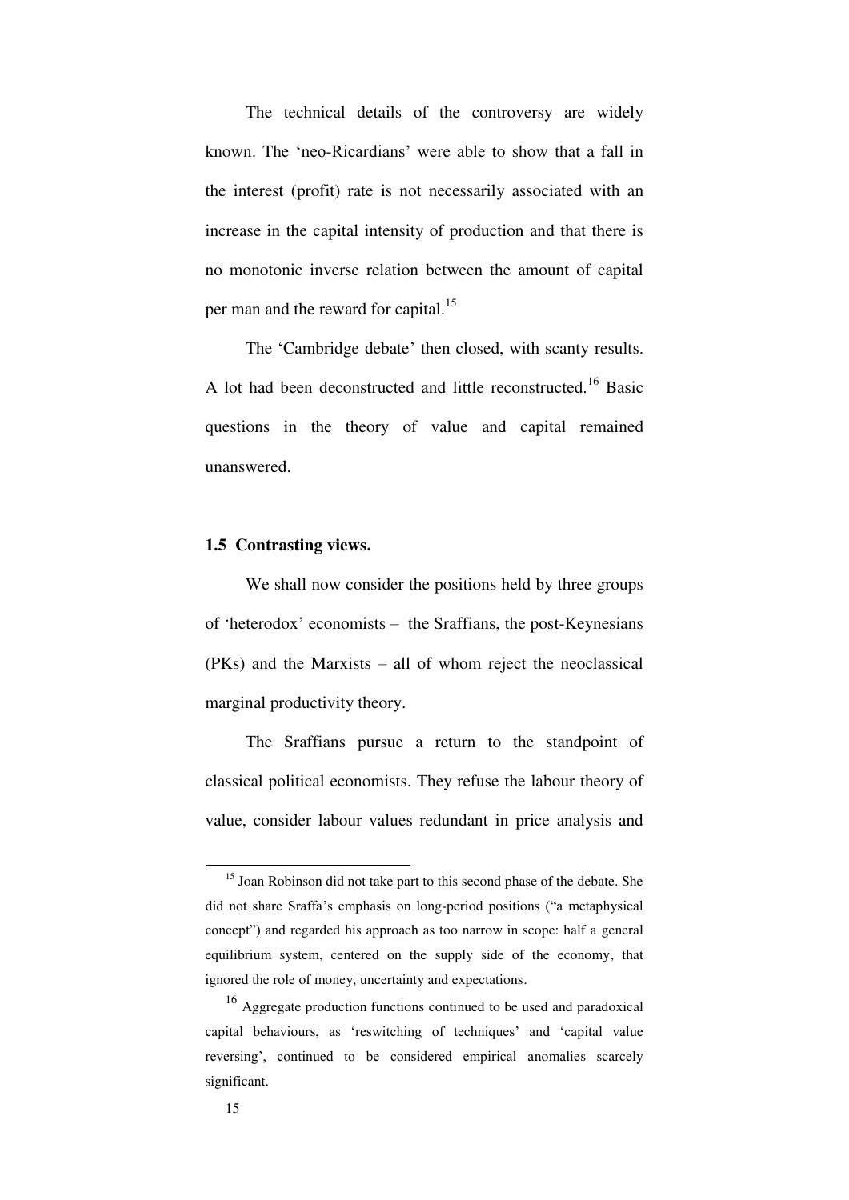The technical details of the controversy are widely known. The 'neo-Ricardians' were able to show that a fall in the interest (profit) rate is not necessarily associated with an increase in the capital intensity of production and that there is no monotonic inverse relation between the amount of capital per man and the reward for capital.[15]

The 'Cambridge debate' then closed, with scanty results. A lot had been deconstructed and little reconstructed.[16] Basic questions in the theory of value and capital remained unanswered.

### 1.5 Contrasting views.

We shall now consider the positions held by three groups of 'heterodox' economists – the Sraffians, the post-Keynesians (PKs) and the Marxists – all of whom reject the neoclassical marginal productivity theory.

The Sraffians pursue a return to the standpoint of classical political economists. They refuse the labour theory of value, consider labour values redundant in price analysis and

---

[15] Joan Robinson did not take part to this second phase of the debate. She did not share Sraffa's emphasis on long-period positions ("a metaphysical concept") and regarded his approach as too narrow in scope: half a general equilibrium system, centered on the supply side of the economy, that ignored the role of money, uncertainty and expectations.

[16] Aggregate production functions continued to be used and paradoxical capital behaviours, as 'reswitching of techniques' and 'capital value reversing', continued to be considered empirical anomalies scarcely significant.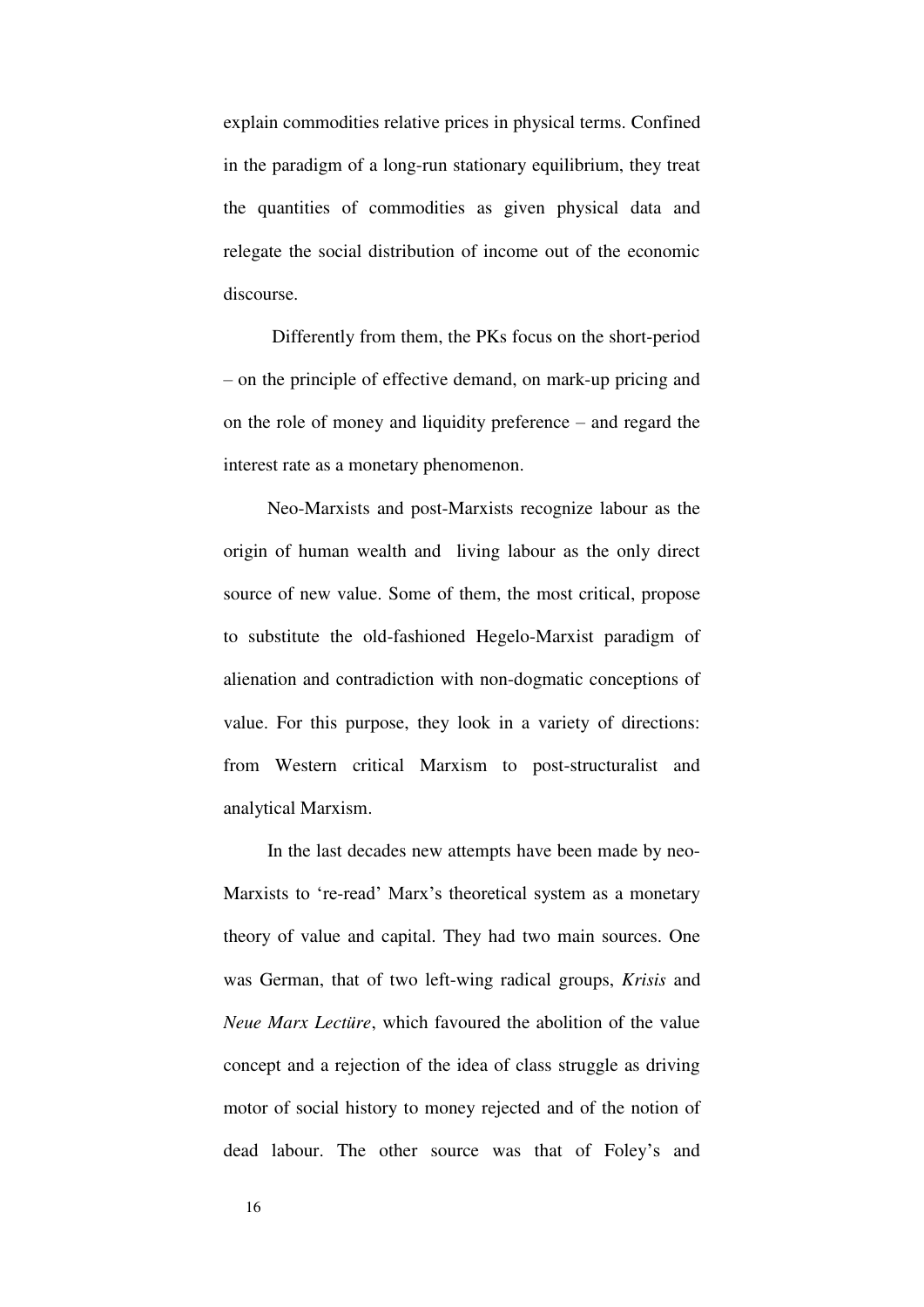explain commodities relative prices in physical terms. Confined in the paradigm of a long-run stationary equilibrium, they treat the quantities of commodities as given physical data and relegate the social distribution of income out of the economic discourse.

Differently from them, the PKs focus on the short-period – on the principle of effective demand, on mark-up pricing and on the role of money and liquidity preference – and regard the interest rate as a monetary phenomenon.

Neo-Marxists and post-Marxists recognize labour as the origin of human wealth and living labour as the only direct source of new value. Some of them, the most critical, propose to substitute the old-fashioned Hegelo-Marxist paradigm of alienation and contradiction with non-dogmatic conceptions of value. For this purpose, they look in a variety of directions: from Western critical Marxism to post-structuralist and analytical Marxism.

In the last decades new attempts have been made by neo-Marxists to 're-read' Marx's theoretical system as a monetary theory of value and capital. They had two main sources. One was German, that of two left-wing radical groups, *Krisis* and *Neue Marx Lectüre*, which favoured the abolition of the value concept and a rejection of the idea of class struggle as driving motor of social history to money rejected and of the notion of dead labour. The other source was that of Foley's and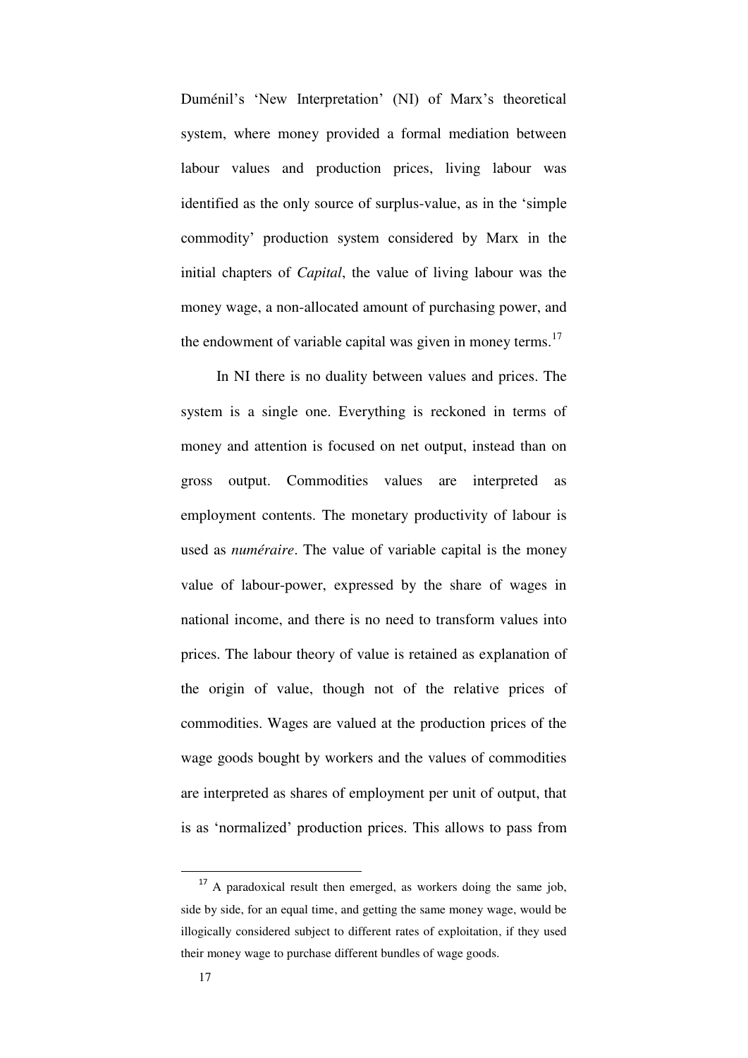Duménil's 'New Interpretation' (NI) of Marx's theoretical system, where money provided a formal mediation between labour values and production prices, living labour was identified as the only source of surplus-value, as in the 'simple commodity' production system considered by Marx in the initial chapters of *Capital*, the value of living labour was the money wage, a non-allocated amount of purchasing power, and the endowment of variable capital was given in money terms.[17]

In NI there is no duality between values and prices. The system is a single one. Everything is reckoned in terms of money and attention is focused on net output, instead than on gross output. Commodities values are interpreted as employment contents. The monetary productivity of labour is used as *numéraire*. The value of variable capital is the money value of labour-power, expressed by the share of wages in national income, and there is no need to transform values into prices. The labour theory of value is retained as explanation of the origin of value, though not of the relative prices of commodities. Wages are valued at the production prices of the wage goods bought by workers and the values of commodities are interpreted as shares of employment per unit of output, that is as 'normalized' production prices. This allows to pass from

[17] A paradoxical result then emerged, as workers doing the same job, side by side, for an equal time, and getting the same money wage, would be illogically considered subject to different rates of exploitation, if they used their money wage to purchase different bundles of wage goods.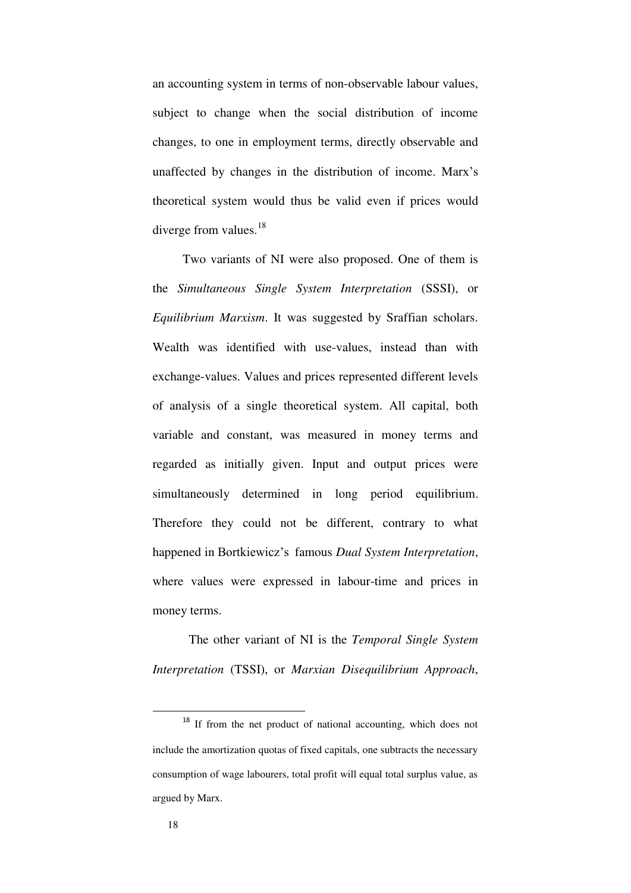an accounting system in terms of non-observable labour values, subject to change when the social distribution of income changes, to one in employment terms, directly observable and unaffected by changes in the distribution of income. Marx's theoretical system would thus be valid even if prices would diverge from values.[18]

Two variants of NI were also proposed. One of them is the *Simultaneous Single System Interpretation* (SSSI), or *Equilibrium Marxism*. It was suggested by Sraffian scholars. Wealth was identified with use-values, instead than with exchange-values. Values and prices represented different levels of analysis of a single theoretical system. All capital, both variable and constant, was measured in money terms and regarded as initially given. Input and output prices were simultaneously determined in long period equilibrium. Therefore they could not be different, contrary to what happened in Bortkiewicz's famous *Dual System Interpretation*, where values were expressed in labour-time and prices in money terms.

The other variant of NI is the *Temporal Single System Interpretation* (TSSI), or *Marxian Disequilibrium Approach*,

[18] If from the net product of national accounting, which does not include the amortization quotas of fixed capitals, one subtracts the necessary consumption of wage labourers, total profit will equal total surplus value, as argued by Marx.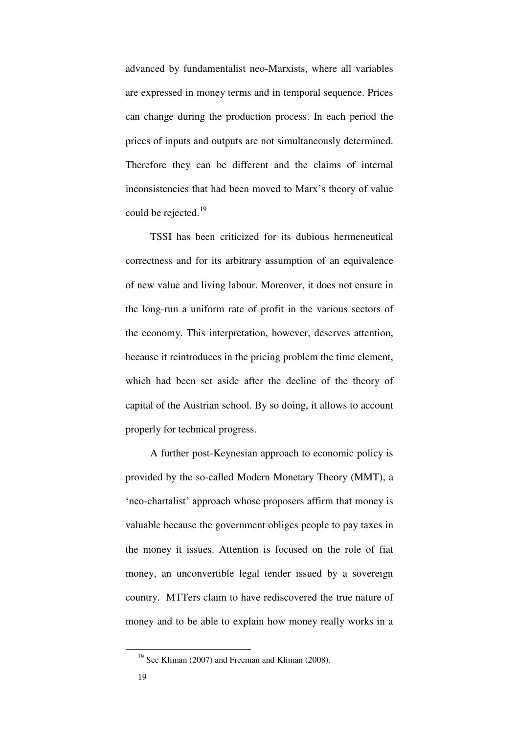advanced by fundamentalist neo-Marxists, where all variables are expressed in money terms and in temporal sequence. Prices can change during the production process. In each period the prices of inputs and outputs are not simultaneously determined. Therefore they can be different and the claims of internal inconsistencies that had been moved to Marx's theory of value could be rejected.[19]

TSSI has been criticized for its dubious hermeneutical correctness and for its arbitrary assumption of an equivalence of new value and living labour. Moreover, it does not ensure in the long-run a uniform rate of profit in the various sectors of the economy. This interpretation, however, deserves attention, because it reintroduces in the pricing problem the time element, which had been set aside after the decline of the theory of capital of the Austrian school. By so doing, it allows to account properly for technical progress.

A further post-Keynesian approach to economic policy is provided by the so-called Modern Monetary Theory (MMT), a 'neo-chartalist' approach whose proposers affirm that money is valuable because the government obliges people to pay taxes in the money it issues. Attention is focused on the role of fiat money, an unconvertible legal tender issued by a sovereign country. MTTers claim to have rediscovered the true nature of money and to be able to explain how money really works in a

[19] See Kliman (2007) and Freeman and Kliman (2008).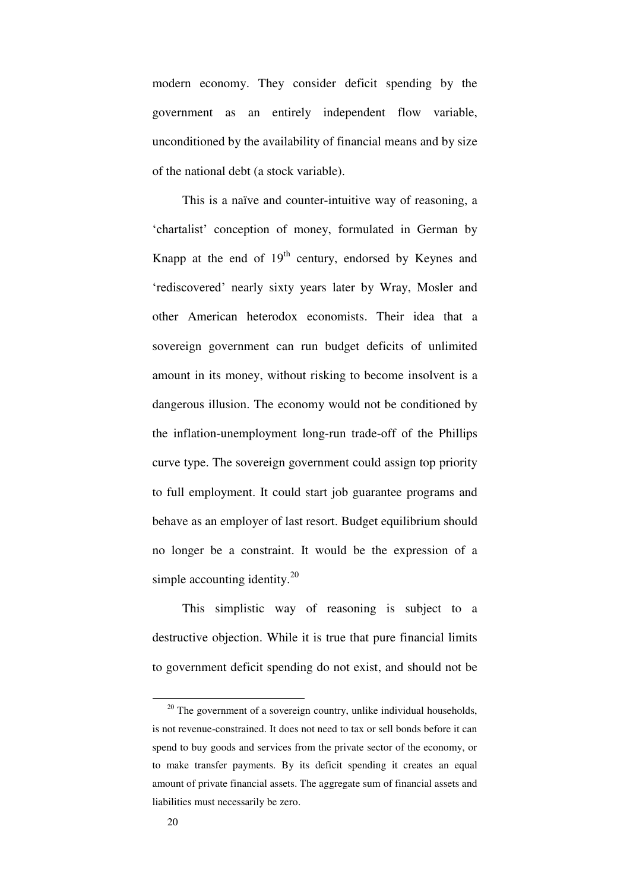modern economy. They consider deficit spending by the government as an entirely independent flow variable, unconditioned by the availability of financial means and by size of the national debt (a stock variable).

This is a naïve and counter-intuitive way of reasoning, a 'chartalist' conception of money, formulated in German by Knapp at the end of 19th century, endorsed by Keynes and 'rediscovered' nearly sixty years later by Wray, Mosler and other American heterodox economists. Their idea that a sovereign government can run budget deficits of unlimited amount in its money, without risking to become insolvent is a dangerous illusion. The economy would not be conditioned by the inflation-unemployment long-run trade-off of the Phillips curve type. The sovereign government could assign top priority to full employment. It could start job guarantee programs and behave as an employer of last resort. Budget equilibrium should no longer be a constraint. It would be the expression of a simple accounting identity.[20]

This simplistic way of reasoning is subject to a destructive objection. While it is true that pure financial limits to government deficit spending do not exist, and should not be

---

[20] The government of a sovereign country, unlike individual households, is not revenue-constrained. It does not need to tax or sell bonds before it can spend to buy goods and services from the private sector of the economy, or to make transfer payments. By its deficit spending it creates an equal amount of private financial assets. The aggregate sum of financial assets and liabilities must necessarily be zero.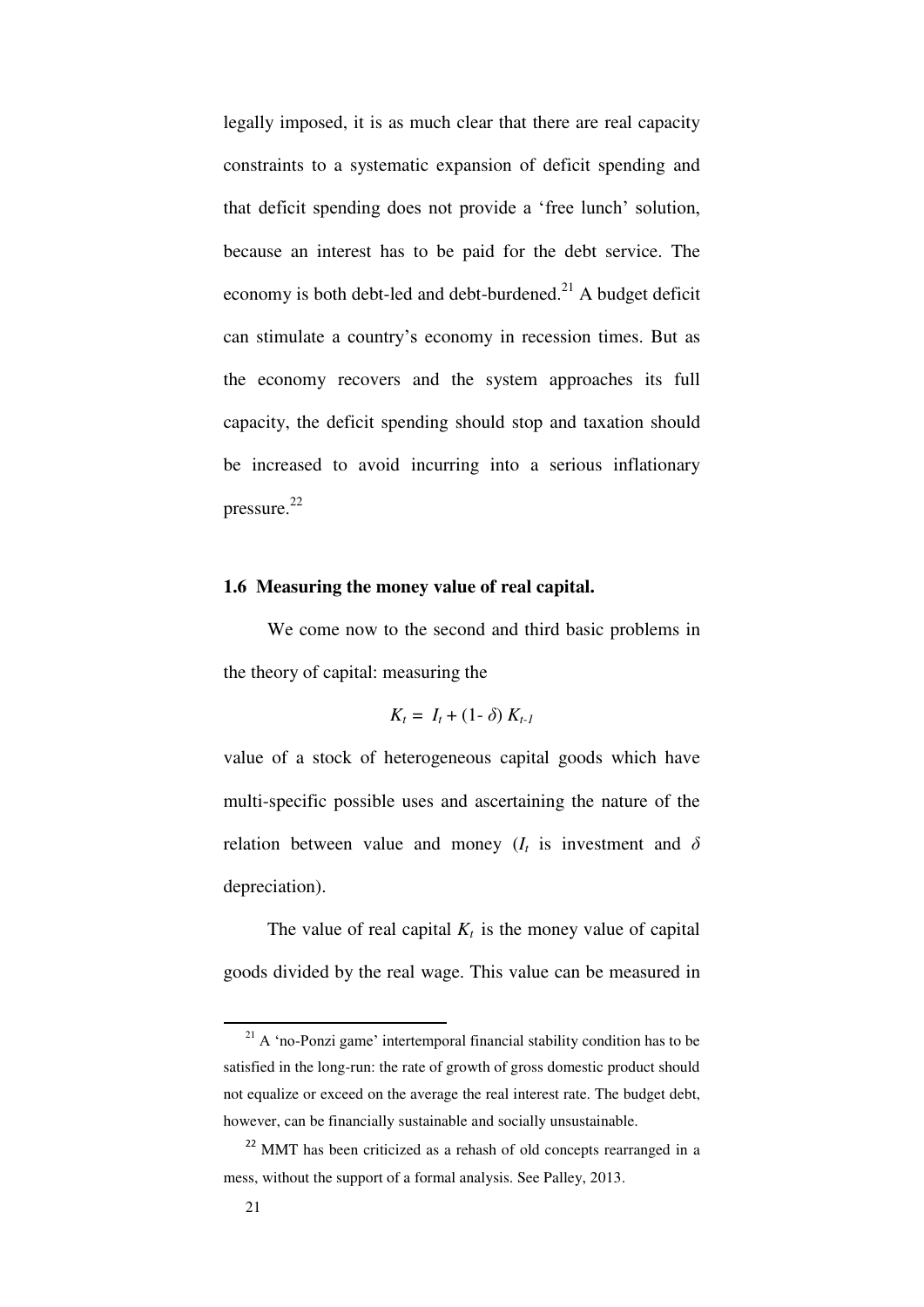legally imposed, it is as much clear that there are real capacity constraints to a systematic expansion of deficit spending and that deficit spending does not provide a 'free lunch' solution, because an interest has to be paid for the debt service. The economy is both debt-led and debt-burdened.[21] A budget deficit can stimulate a country's economy in recession times. But as the economy recovers and the system approaches its full capacity, the deficit spending should stop and taxation should be increased to avoid incurring into a serious inflationary pressure.[22]

### 1.6 Measuring the money value of real capital.

We come now to the second and third basic problems in the theory of capital: measuring the

$$K_t = I_t + (1- \delta)\, K_{t-1}$$

value of a stock of heterogeneous capital goods which have multi-specific possible uses and ascertaining the nature of the relation between value and money ($I_t$ is investment and $\delta$ depreciation).

The value of real capital $K_t$ is the money value of capital goods divided by the real wage. This value can be measured in

---

[21] A 'no-Ponzi game' intertemporal financial stability condition has to be satisfied in the long-run: the rate of growth of gross domestic product should not equalize or exceed on the average the real interest rate. The budget debt, however, can be financially sustainable and socially unsustainable.

[22] MMT has been criticized as a rehash of old concepts rearranged in a mess, without the support of a formal analysis. See Palley, 2013.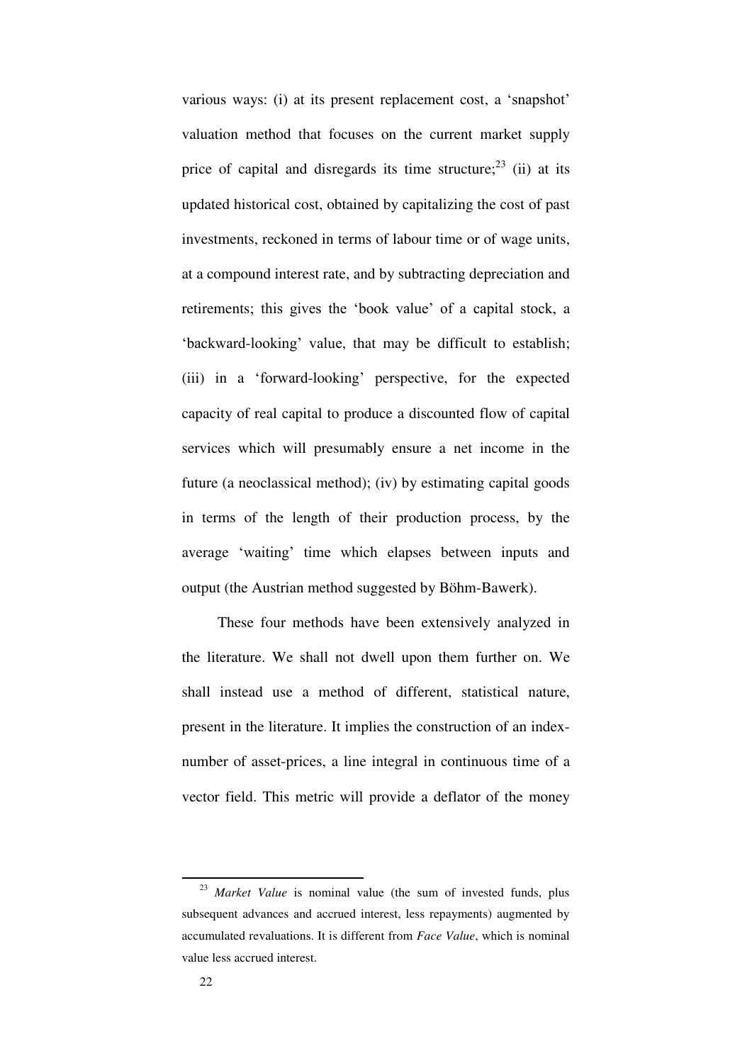various ways: (i) at its present replacement cost, a 'snapshot' valuation method that focuses on the current market supply price of capital and disregards its time structure;[23] (ii) at its updated historical cost, obtained by capitalizing the cost of past investments, reckoned in terms of labour time or of wage units, at a compound interest rate, and by subtracting depreciation and retirements; this gives the 'book value' of a capital stock, a 'backward-looking' value, that may be difficult to establish; (iii) in a 'forward-looking' perspective, for the expected capacity of real capital to produce a discounted flow of capital services which will presumably ensure a net income in the future (a neoclassical method); (iv) by estimating capital goods in terms of the length of their production process, by the average 'waiting' time which elapses between inputs and output (the Austrian method suggested by Böhm-Bawerk).

These four methods have been extensively analyzed in the literature. We shall not dwell upon them further on. We shall instead use a method of different, statistical nature, present in the literature. It implies the construction of an index-number of asset-prices, a line integral in continuous time of a vector field. This metric will provide a deflator of the money

---

[23] *Market Value* is nominal value (the sum of invested funds, plus subsequent advances and accrued interest, less repayments) augmented by accumulated revaluations. It is different from *Face Value*, which is nominal value less accrued interest.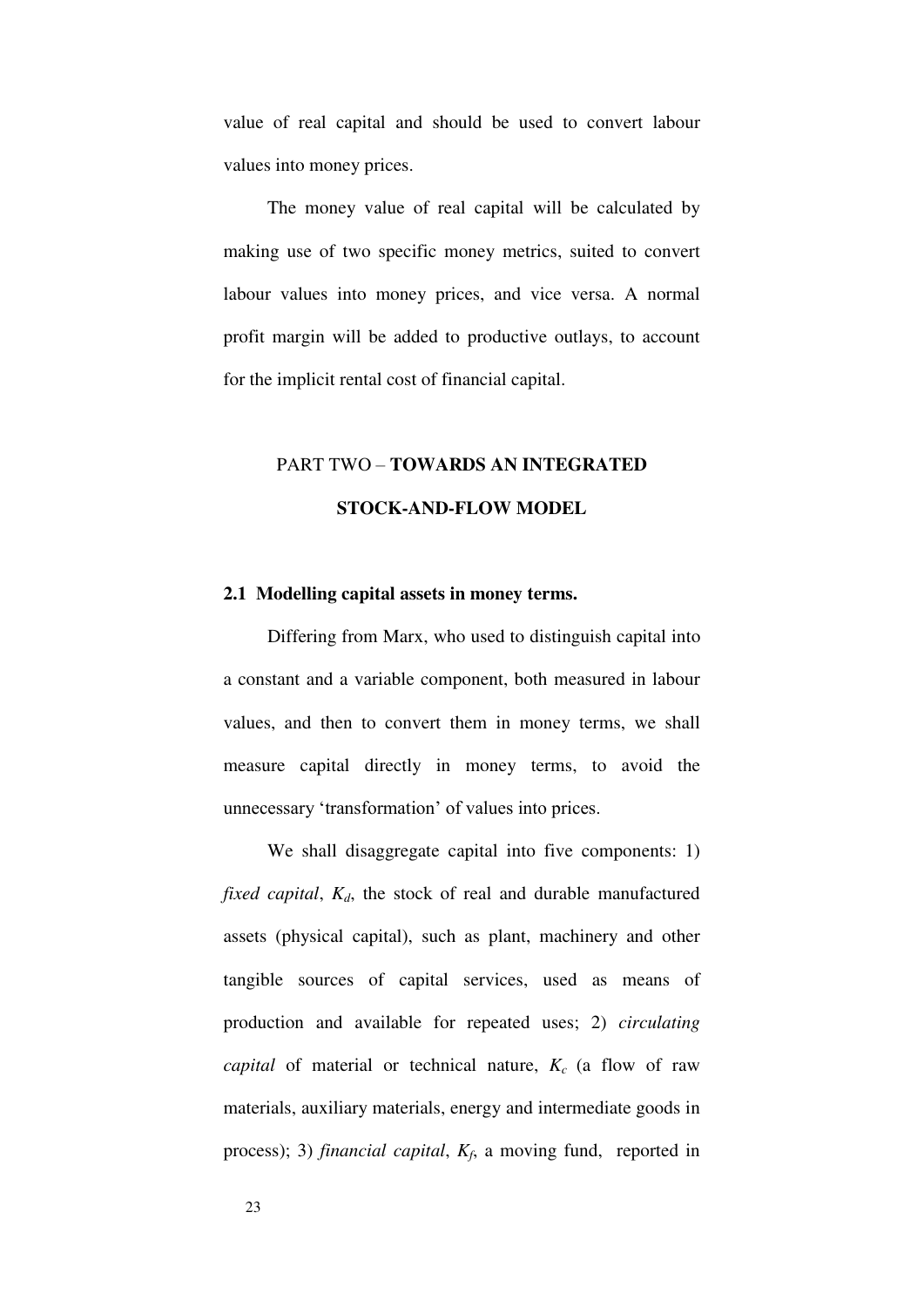value of real capital and should be used to convert labour values into money prices.

The money value of real capital will be calculated by making use of two specific money metrics, suited to convert labour values into money prices, and vice versa. A normal profit margin will be added to productive outlays, to account for the implicit rental cost of financial capital.

# PART TWO – **TOWARDS AN INTEGRATED STOCK-AND-FLOW MODEL**

## 2.1 Modelling capital assets in money terms.

Differing from Marx, who used to distinguish capital into a constant and a variable component, both measured in labour values, and then to convert them in money terms, we shall measure capital directly in money terms, to avoid the unnecessary 'transformation' of values into prices.

We shall disaggregate capital into five components: 1) *fixed capital*, $K_d$, the stock of real and durable manufactured assets (physical capital), such as plant, machinery and other tangible sources of capital services, used as means of production and available for repeated uses; 2) *circulating capital* of material or technical nature, $K_c$ (a flow of raw materials, auxiliary materials, energy and intermediate goods in process); 3) *financial capital*, $K_f$, a moving fund, reported in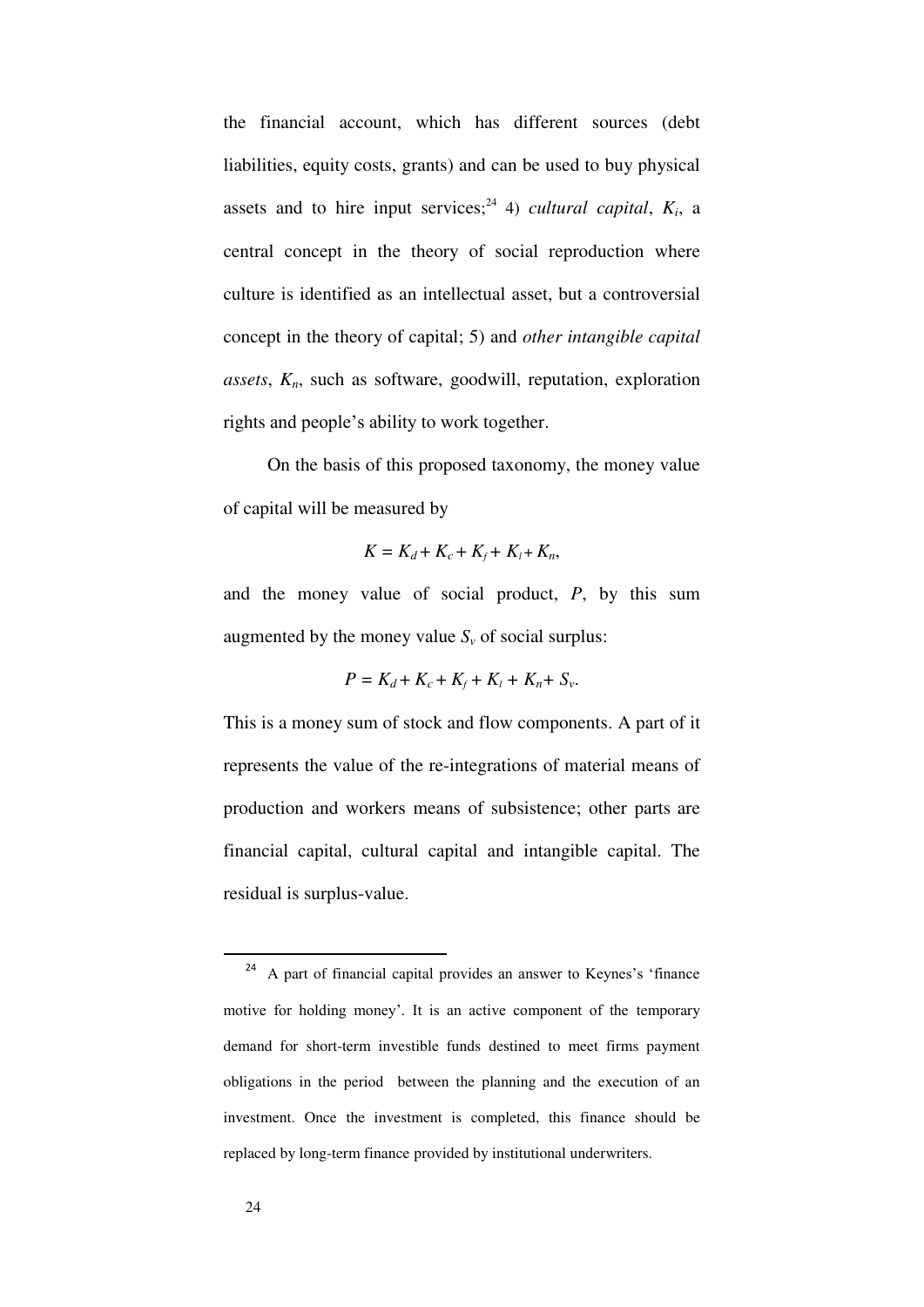the financial account, which has different sources (debt liabilities, equity costs, grants) and can be used to buy physical assets and to hire input services;[24] 4) *cultural capital*, $K_i$, a central concept in the theory of social reproduction where culture is identified as an intellectual asset, but a controversial concept in the theory of capital; 5) and *other intangible capital assets*, $K_n$, such as software, goodwill, reputation, exploration rights and people's ability to work together.

On the basis of this proposed taxonomy, the money value of capital will be measured by

$$K = K_d + K_c + K_f + K_l + K_n,$$

and the money value of social product, $P$, by this sum augmented by the money value $S_v$ of social surplus:

$$P = K_d + K_c + K_f + K_l + K_n + S_v.$$

This is a money sum of stock and flow components. A part of it represents the value of the re-integrations of material means of production and workers means of subsistence; other parts are financial capital, cultural capital and intangible capital. The residual is surplus-value.

---

[24] A part of financial capital provides an answer to Keynes's 'finance motive for holding money'. It is an active component of the temporary demand for short-term investible funds destined to meet firms payment obligations in the period between the planning and the execution of an investment. Once the investment is completed, this finance should be replaced by long-term finance provided by institutional underwriters.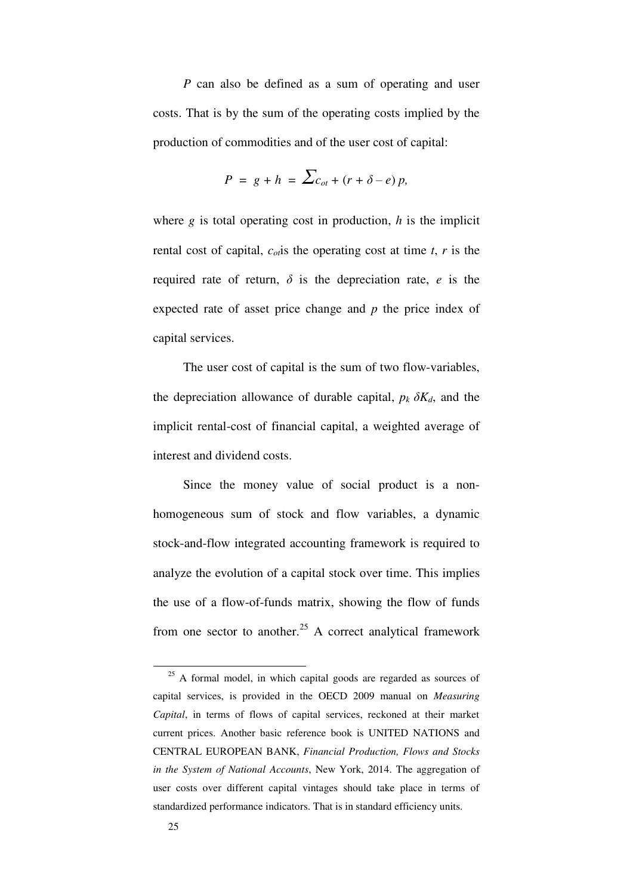$P$ can also be defined as a sum of operating and user costs. That is by the sum of the operating costs implied by the production of commodities and of the user cost of capital:

$$P = g + h = \sum c_{ot} + (r + \delta - e)\, p,$$

where $g$ is total operating cost in production, $h$ is the implicit rental cost of capital, $c_{ot}$is the operating cost at time $t$, $r$ is the required rate of return, $\delta$ is the depreciation rate, $e$ is the expected rate of asset price change and $p$ the price index of capital services.

The user cost of capital is the sum of two flow-variables, the depreciation allowance of durable capital, $p_k\, \delta K_d$, and the implicit rental-cost of financial capital, a weighted average of interest and dividend costs.

Since the money value of social product is a non-homogeneous sum of stock and flow variables, a dynamic stock-and-flow integrated accounting framework is required to analyze the evolution of a capital stock over time. This implies the use of a flow-of-funds matrix, showing the flow of funds from one sector to another.[25] A correct analytical framework

[25] A formal model, in which capital goods are regarded as sources of capital services, is provided in the OECD 2009 manual on *Measuring Capital*, in terms of flows of capital services, reckoned at their market current prices. Another basic reference book is UNITED NATIONS and CENTRAL EUROPEAN BANK, *Financial Production, Flows and Stocks in the System of National Accounts*, New York, 2014. The aggregation of user costs over different capital vintages should take place in terms of standardized performance indicators. That is in standard efficiency units.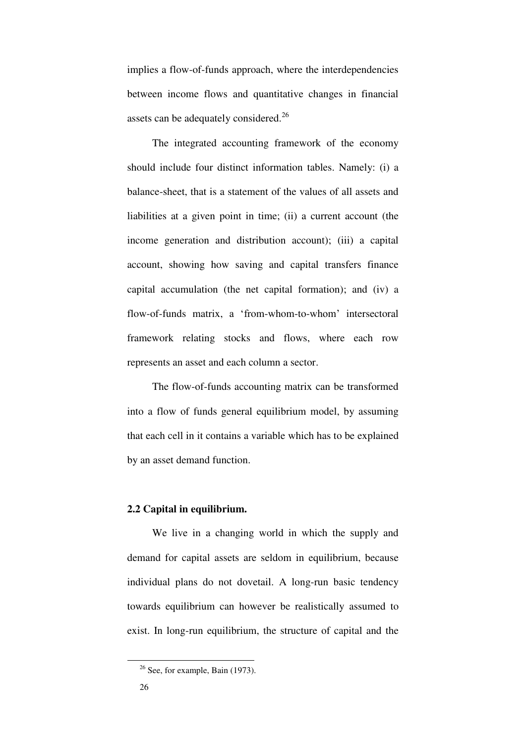implies a flow-of-funds approach, where the interdependencies between income flows and quantitative changes in financial assets can be adequately considered.[26]

The integrated accounting framework of the economy should include four distinct information tables. Namely: (i) a balance-sheet, that is a statement of the values of all assets and liabilities at a given point in time; (ii) a current account (the income generation and distribution account); (iii) a capital account, showing how saving and capital transfers finance capital accumulation (the net capital formation); and (iv) a flow-of-funds matrix, a 'from-whom-to-whom' intersectoral framework relating stocks and flows, where each row represents an asset and each column a sector.

The flow-of-funds accounting matrix can be transformed into a flow of funds general equilibrium model, by assuming that each cell in it contains a variable which has to be explained by an asset demand function.

### 2.2 Capital in equilibrium.

We live in a changing world in which the supply and demand for capital assets are seldom in equilibrium, because individual plans do not dovetail. A long-run basic tendency towards equilibrium can however be realistically assumed to exist. In long-run equilibrium, the structure of capital and the

[26] See, for example, Bain (1973).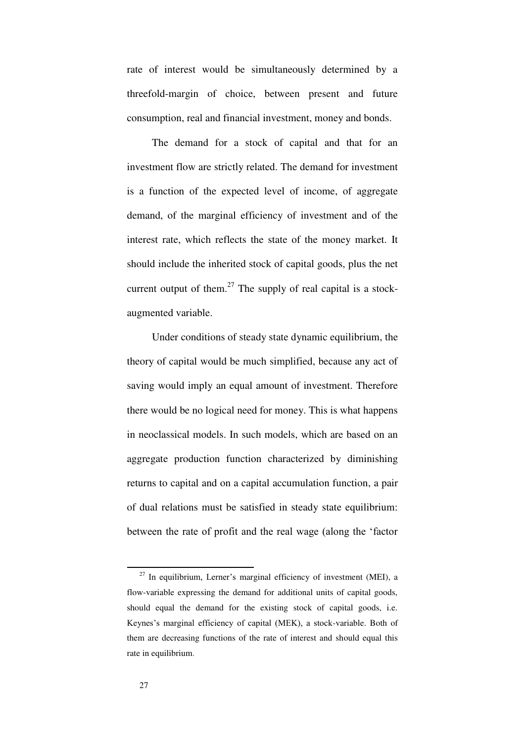rate of interest would be simultaneously determined by a threefold-margin of choice, between present and future consumption, real and financial investment, money and bonds.

The demand for a stock of capital and that for an investment flow are strictly related. The demand for investment is a function of the expected level of income, of aggregate demand, of the marginal efficiency of investment and of the interest rate, which reflects the state of the money market. It should include the inherited stock of capital goods, plus the net current output of them.[27] The supply of real capital is a stock-augmented variable.

Under conditions of steady state dynamic equilibrium, the theory of capital would be much simplified, because any act of saving would imply an equal amount of investment. Therefore there would be no logical need for money. This is what happens in neoclassical models. In such models, which are based on an aggregate production function characterized by diminishing returns to capital and on a capital accumulation function, a pair of dual relations must be satisfied in steady state equilibrium: between the rate of profit and the real wage (along the 'factor

---

[27] In equilibrium, Lerner's marginal efficiency of investment (MEI), a flow-variable expressing the demand for additional units of capital goods, should equal the demand for the existing stock of capital goods, i.e. Keynes's marginal efficiency of capital (MEK), a stock-variable. Both of them are decreasing functions of the rate of interest and should equal this rate in equilibrium.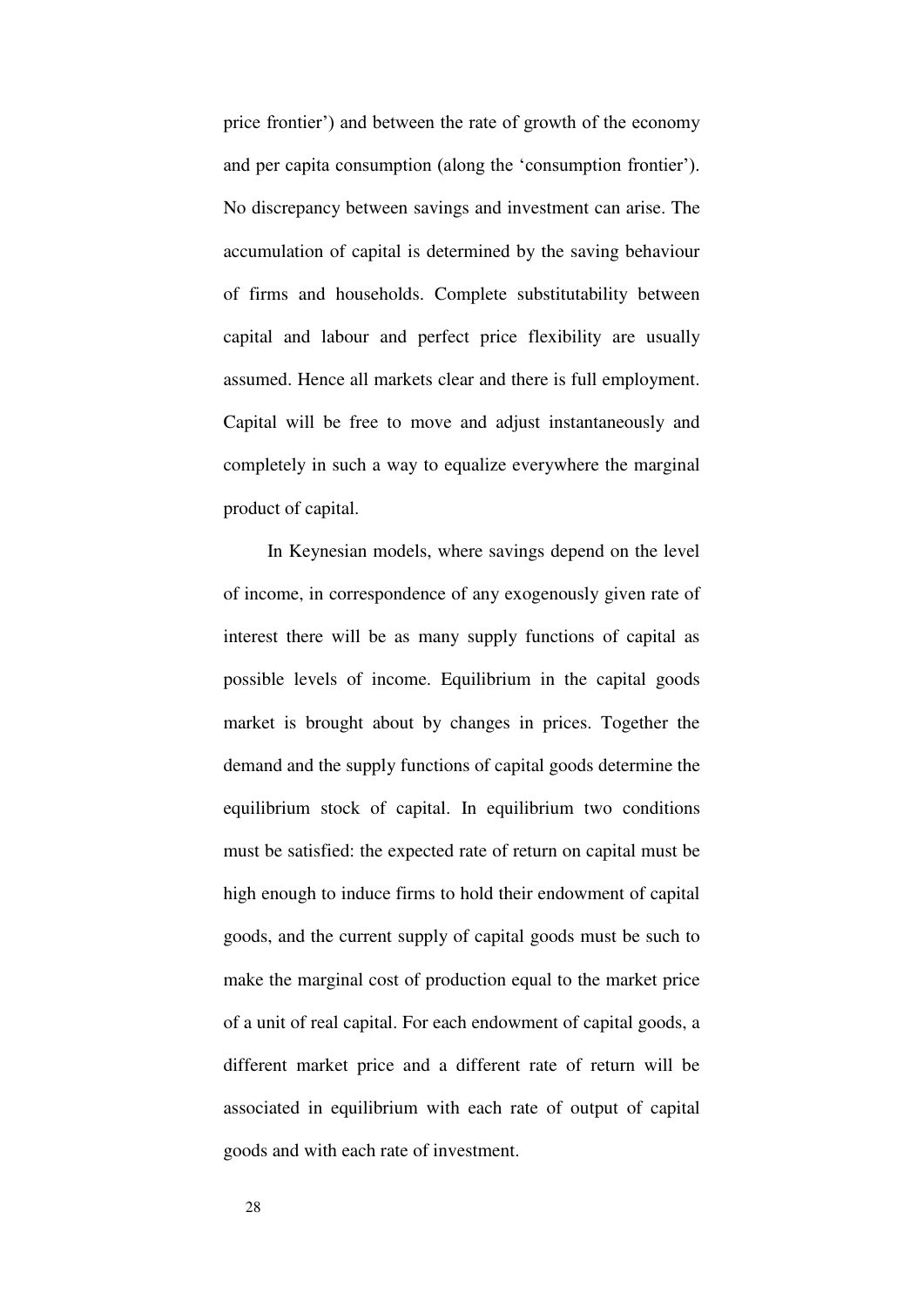price frontier') and between the rate of growth of the economy and per capita consumption (along the 'consumption frontier'). No discrepancy between savings and investment can arise. The accumulation of capital is determined by the saving behaviour of firms and households. Complete substitutability between capital and labour and perfect price flexibility are usually assumed. Hence all markets clear and there is full employment. Capital will be free to move and adjust instantaneously and completely in such a way to equalize everywhere the marginal product of capital.

In Keynesian models, where savings depend on the level of income, in correspondence of any exogenously given rate of interest there will be as many supply functions of capital as possible levels of income. Equilibrium in the capital goods market is brought about by changes in prices. Together the demand and the supply functions of capital goods determine the equilibrium stock of capital. In equilibrium two conditions must be satisfied: the expected rate of return on capital must be high enough to induce firms to hold their endowment of capital goods, and the current supply of capital goods must be such to make the marginal cost of production equal to the market price of a unit of real capital. For each endowment of capital goods, a different market price and a different rate of return will be associated in equilibrium with each rate of output of capital goods and with each rate of investment.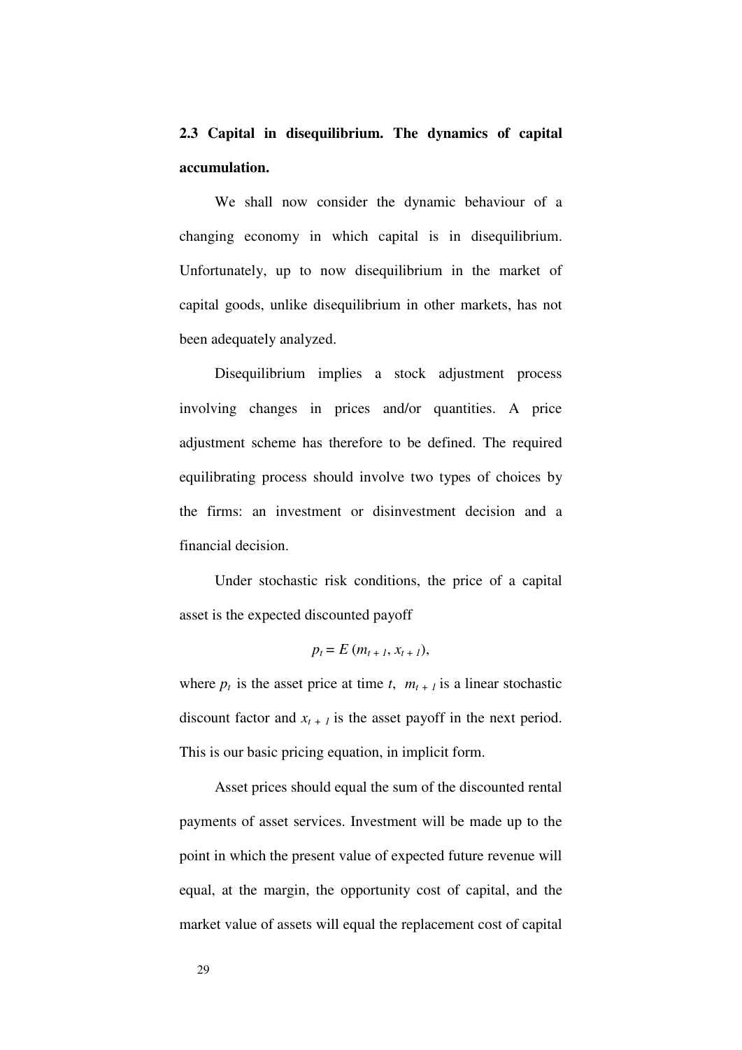## 2.3 Capital in disequilibrium. The dynamics of capital accumulation.

We shall now consider the dynamic behaviour of a changing economy in which capital is in disequilibrium. Unfortunately, up to now disequilibrium in the market of capital goods, unlike disequilibrium in other markets, has not been adequately analyzed.

Disequilibrium implies a stock adjustment process involving changes in prices and/or quantities. A price adjustment scheme has therefore to be defined. The required equilibrating process should involve two types of choices by the firms: an investment or disinvestment decision and a financial decision.

Under stochastic risk conditions, the price of a capital asset is the expected discounted payoff

$$p_t = E\,(m_{t+1}, x_{t+1}),$$

where $p_t$ is the asset price at time $t$, $m_{t+1}$ is a linear stochastic discount factor and $x_{t+1}$ is the asset payoff in the next period. This is our basic pricing equation, in implicit form.

Asset prices should equal the sum of the discounted rental payments of asset services. Investment will be made up to the point in which the present value of expected future revenue will equal, at the margin, the opportunity cost of capital, and the market value of assets will equal the replacement cost of capital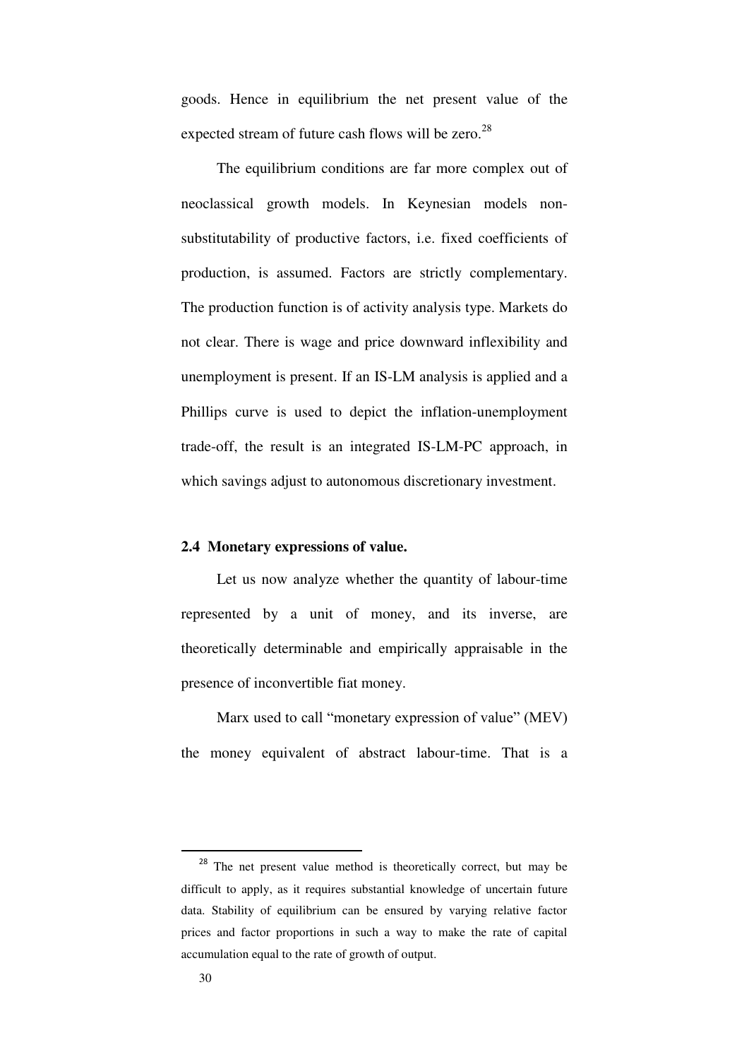goods. Hence in equilibrium the net present value of the expected stream of future cash flows will be zero.[28]

The equilibrium conditions are far more complex out of neoclassical growth models. In Keynesian models non-substitutability of productive factors, i.e. fixed coefficients of production, is assumed. Factors are strictly complementary. The production function is of activity analysis type. Markets do not clear. There is wage and price downward inflexibility and unemployment is present. If an IS-LM analysis is applied and a Phillips curve is used to depict the inflation-unemployment trade-off, the result is an integrated IS-LM-PC approach, in which savings adjust to autonomous discretionary investment.

### 2.4 Monetary expressions of value.

Let us now analyze whether the quantity of labour-time represented by a unit of money, and its inverse, are theoretically determinable and empirically appraisable in the presence of inconvertible fiat money.

Marx used to call "monetary expression of value" (MEV) the money equivalent of abstract labour-time. That is a

---

[28] The net present value method is theoretically correct, but may be difficult to apply, as it requires substantial knowledge of uncertain future data. Stability of equilibrium can be ensured by varying relative factor prices and factor proportions in such a way to make the rate of capital accumulation equal to the rate of growth of output.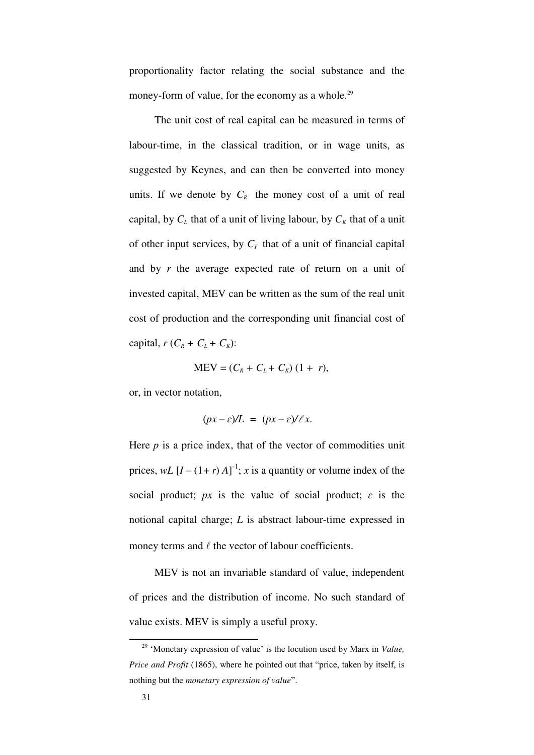proportionality factor relating the social substance and the money-form of value, for the economy as a whole.[29]

The unit cost of real capital can be measured in terms of labour-time, in the classical tradition, or in wage units, as suggested by Keynes, and can then be converted into money units. If we denote by $C_R$ the money cost of a unit of real capital, by $C_L$ that of a unit of living labour, by $C_K$ that of a unit of other input services, by $C_F$ that of a unit of financial capital and by $r$ the average expected rate of return on a unit of invested capital, MEV can be written as the sum of the real unit cost of production and the corresponding unit financial cost of capital, $r\,(C_R + C_L + C_K)$:

$$\text{MEV} = (C_R + C_L + C_K)\,(1 + r),$$

or, in vector notation,

$$(px - \varepsilon)/L \;=\; (px - \varepsilon)/\ell x.$$

Here $p$ is a price index, that of the vector of commodities unit prices, $wL\,[I - (1 + r)\,A]^{-1}$; $x$ is a quantity or volume index of the social product; $px$ is the value of social product; $\varepsilon$ is the notional capital charge; $L$ is abstract labour-time expressed in money terms and $\ell$ the vector of labour coefficients.

MEV is not an invariable standard of value, independent of prices and the distribution of income. No such standard of value exists. MEV is simply a useful proxy.

---

[29] 'Monetary expression of value' is the locution used by Marx in *Value, Price and Profit* (1865), where he pointed out that "price, taken by itself, is nothing but the *monetary expression of value*".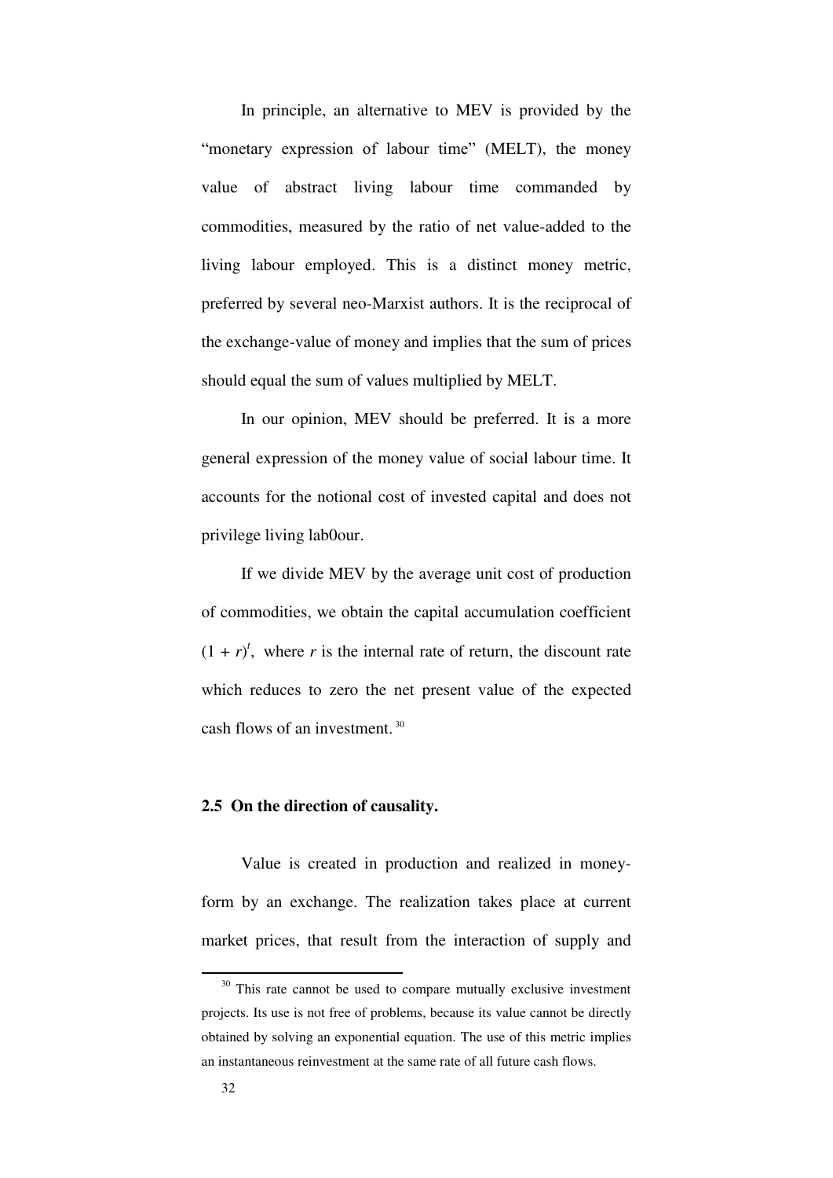In principle, an alternative to MEV is provided by the "monetary expression of labour time" (MELT), the money value of abstract living labour time commanded by commodities, measured by the ratio of net value-added to the living labour employed. This is a distinct money metric, preferred by several neo-Marxist authors. It is the reciprocal of the exchange-value of money and implies that the sum of prices should equal the sum of values multiplied by MELT.

In our opinion, MEV should be preferred. It is a more general expression of the money value of social labour time. It accounts for the notional cost of invested capital and does not privilege living lab0our.

If we divide MEV by the average unit cost of production of commodities, we obtain the capital accumulation coefficient $(1 + r)^t$, where $r$ is the internal rate of return, the discount rate which reduces to zero the net present value of the expected cash flows of an investment.[30]

### 2.5 On the direction of causality.

Value is created in production and realized in money-form by an exchange. The realization takes place at current market prices, that result from the interaction of supply and

---

[30] This rate cannot be used to compare mutually exclusive investment projects. Its use is not free of problems, because its value cannot be directly obtained by solving an exponential equation. The use of this metric implies an instantaneous reinvestment at the same rate of all future cash flows.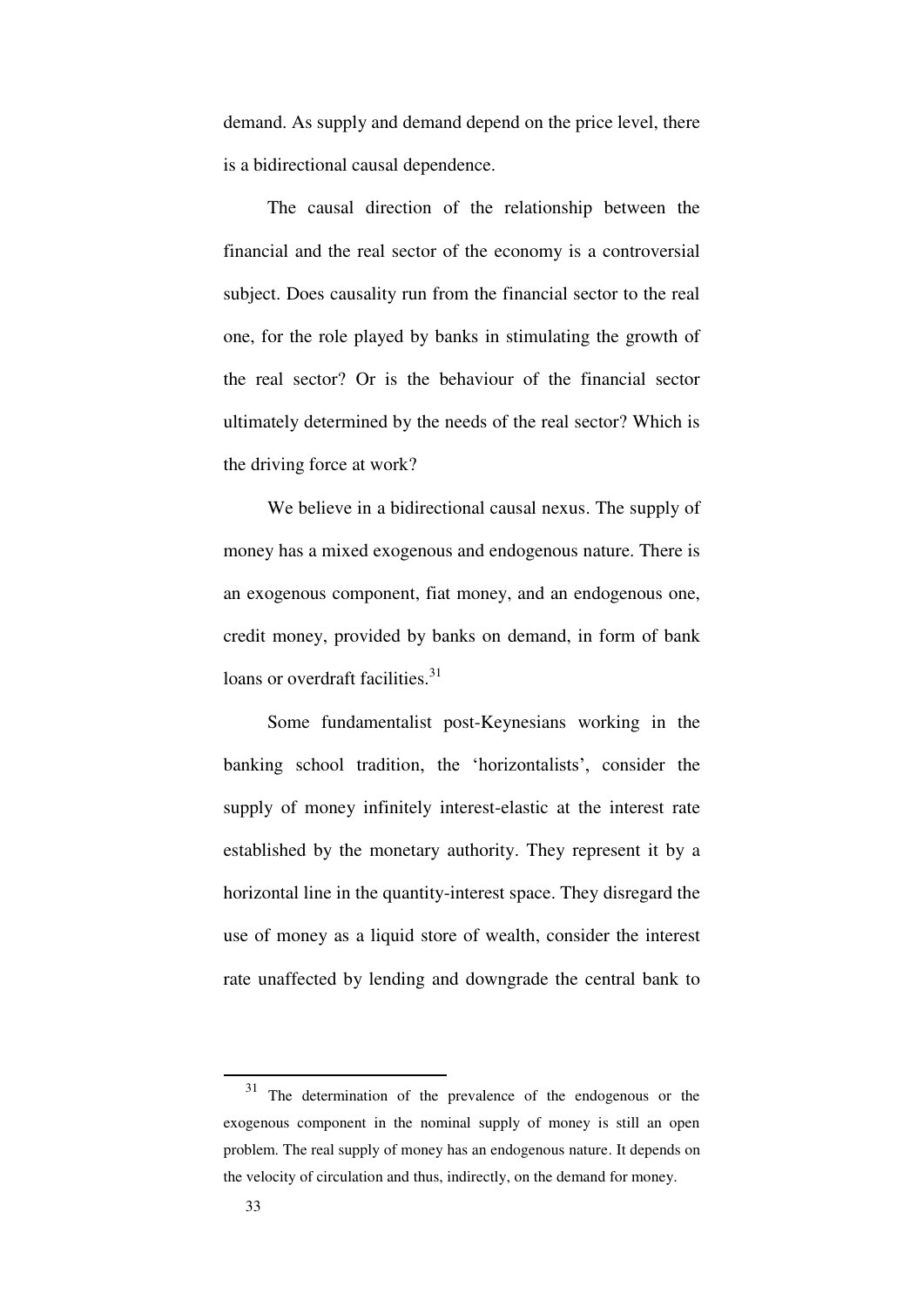demand. As supply and demand depend on the price level, there is a bidirectional causal dependence.

The causal direction of the relationship between the financial and the real sector of the economy is a controversial subject. Does causality run from the financial sector to the real one, for the role played by banks in stimulating the growth of the real sector? Or is the behaviour of the financial sector ultimately determined by the needs of the real sector? Which is the driving force at work?

We believe in a bidirectional causal nexus. The supply of money has a mixed exogenous and endogenous nature. There is an exogenous component, fiat money, and an endogenous one, credit money, provided by banks on demand, in form of bank loans or overdraft facilities.[31]

Some fundamentalist post-Keynesians working in the banking school tradition, the 'horizontalists', consider the supply of money infinitely interest-elastic at the interest rate established by the monetary authority. They represent it by a horizontal line in the quantity-interest space. They disregard the use of money as a liquid store of wealth, consider the interest rate unaffected by lending and downgrade the central bank to

---

[31] The determination of the prevalence of the endogenous or the exogenous component in the nominal supply of money is still an open problem. The real supply of money has an endogenous nature. It depends on the velocity of circulation and thus, indirectly, on the demand for money.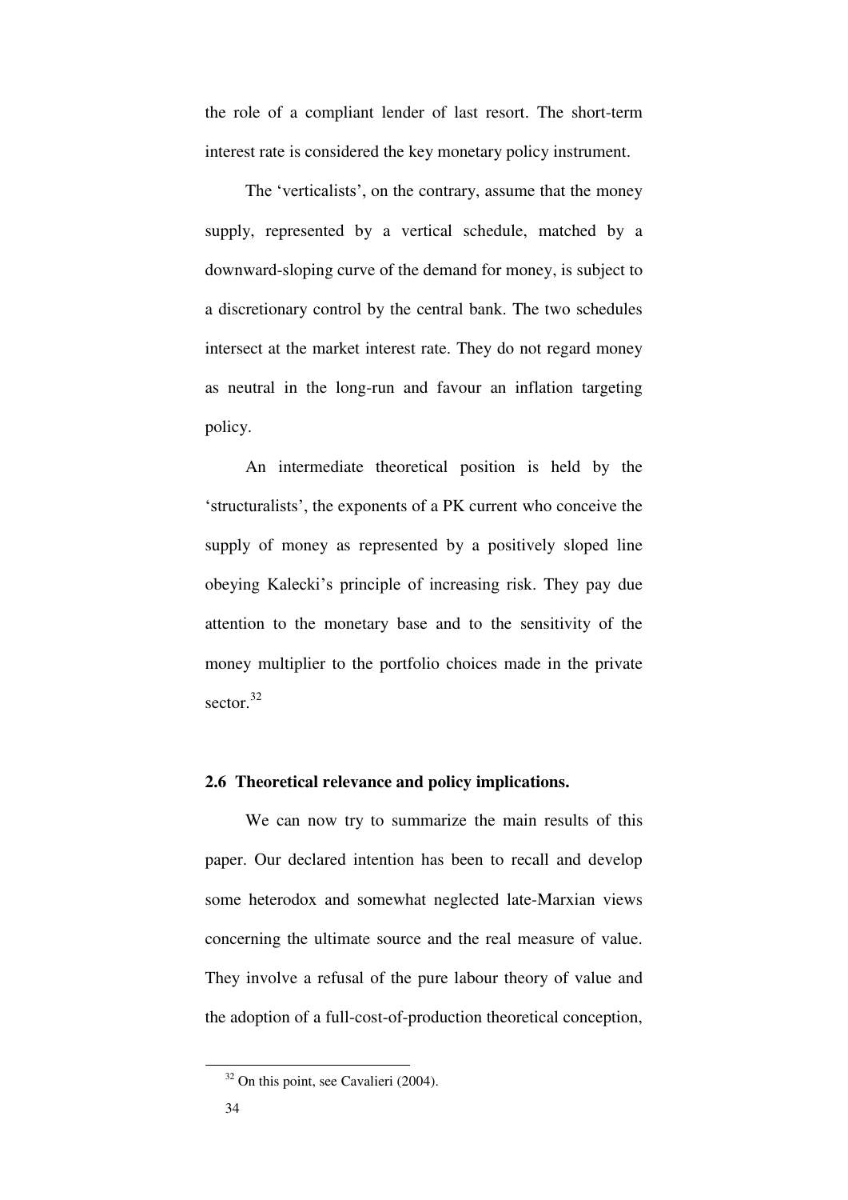the role of a compliant lender of last resort. The short-term interest rate is considered the key monetary policy instrument.

The 'verticalists', on the contrary, assume that the money supply, represented by a vertical schedule, matched by a downward-sloping curve of the demand for money, is subject to a discretionary control by the central bank. The two schedules intersect at the market interest rate. They do not regard money as neutral in the long-run and favour an inflation targeting policy.

An intermediate theoretical position is held by the 'structuralists', the exponents of a PK current who conceive the supply of money as represented by a positively sloped line obeying Kalecki's principle of increasing risk. They pay due attention to the monetary base and to the sensitivity of the money multiplier to the portfolio choices made in the private sector.[32]

### 2.6 Theoretical relevance and policy implications.

We can now try to summarize the main results of this paper. Our declared intention has been to recall and develop some heterodox and somewhat neglected late-Marxian views concerning the ultimate source and the real measure of value. They involve a refusal of the pure labour theory of value and the adoption of a full-cost-of-production theoretical conception,

---

[32] On this point, see Cavalieri (2004).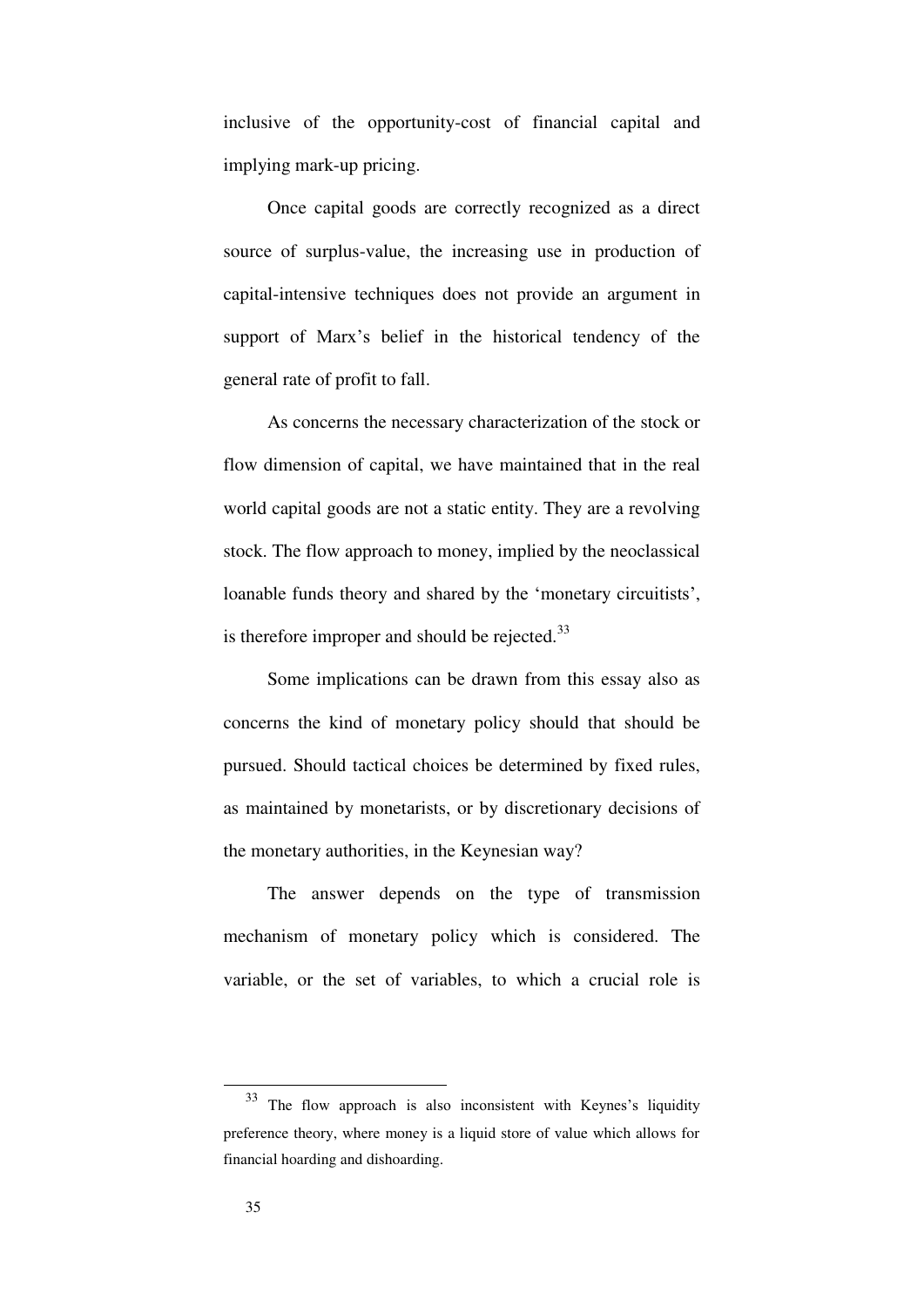inclusive of the opportunity-cost of financial capital and implying mark-up pricing.

Once capital goods are correctly recognized as a direct source of surplus-value, the increasing use in production of capital-intensive techniques does not provide an argument in support of Marx's belief in the historical tendency of the general rate of profit to fall.

As concerns the necessary characterization of the stock or flow dimension of capital, we have maintained that in the real world capital goods are not a static entity. They are a revolving stock. The flow approach to money, implied by the neoclassical loanable funds theory and shared by the 'monetary circuitists', is therefore improper and should be rejected.[33]

Some implications can be drawn from this essay also as concerns the kind of monetary policy should that should be pursued. Should tactical choices be determined by fixed rules, as maintained by monetarists, or by discretionary decisions of the monetary authorities, in the Keynesian way?

The answer depends on the type of transmission mechanism of monetary policy which is considered. The variable, or the set of variables, to which a crucial role is

---

[33] The flow approach is also inconsistent with Keynes's liquidity preference theory, where money is a liquid store of value which allows for financial hoarding and dishoarding.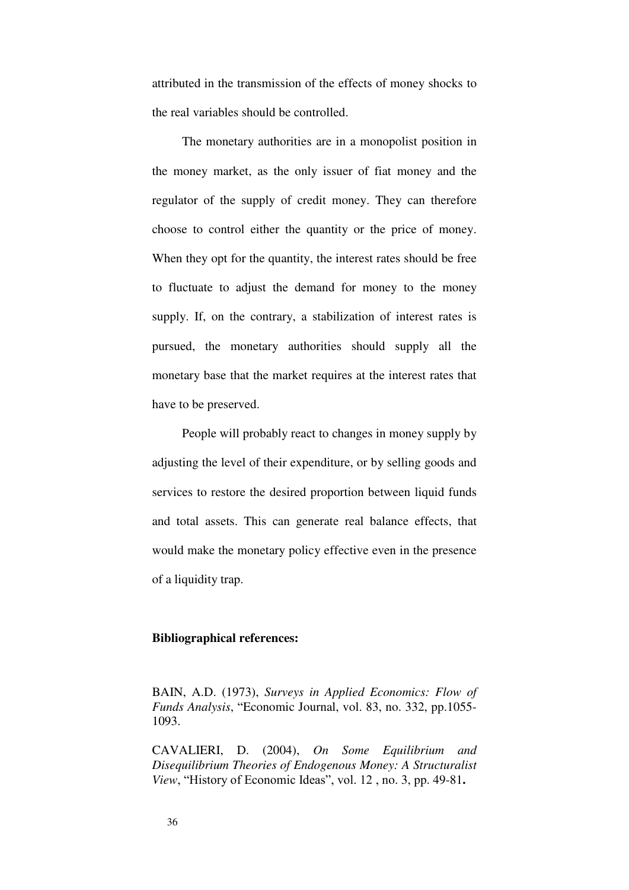attributed in the transmission of the effects of money shocks to the real variables should be controlled.

The monetary authorities are in a monopolist position in the money market, as the only issuer of fiat money and the regulator of the supply of credit money. They can therefore choose to control either the quantity or the price of money. When they opt for the quantity, the interest rates should be free to fluctuate to adjust the demand for money to the money supply. If, on the contrary, a stabilization of interest rates is pursued, the monetary authorities should supply all the monetary base that the market requires at the interest rates that have to be preserved.

People will probably react to changes in money supply by adjusting the level of their expenditure, or by selling goods and services to restore the desired proportion between liquid funds and total assets. This can generate real balance effects, that would make the monetary policy effective even in the presence of a liquidity trap.

**Bibliographical references:**

BAIN, A.D. (1973), *Surveys in Applied Economics: Flow of Funds Analysis*, "Economic Journal, vol. 83, no. 332, pp.1055-1093.

CAVALIERI, D. (2004), *On Some Equilibrium and Disequilibrium Theories of Endogenous Money: A Structuralist View*, "History of Economic Ideas", vol. 12 , no. 3, pp. 49-81**.**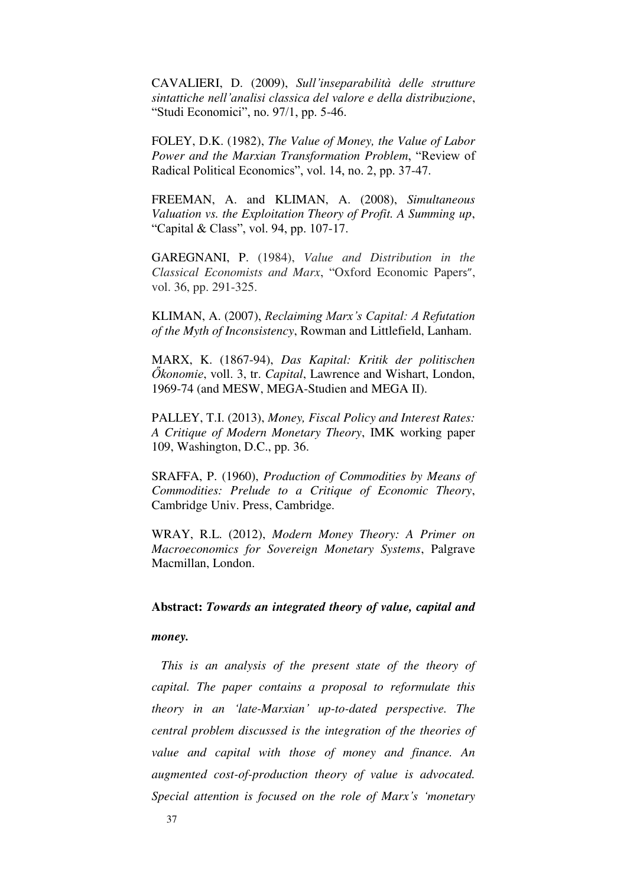CAVALIERI, D. (2009), *Sull'inseparabilità delle strutture sintattiche nell'analisi classica del valore e della distribuzione*, "Studi Economici", no. 97/1, pp. 5-46.

FOLEY, D.K. (1982), *The Value of Money, the Value of Labor Power and the Marxian Transformation Problem*, "Review of Radical Political Economics", vol. 14, no. 2, pp. 37-47.

FREEMAN, A. and KLIMAN, A. (2008), *Simultaneous Valuation vs. the Exploitation Theory of Profit. A Summing up*, "Capital & Class", vol. 94, pp. 107-17.

GAREGNANI, P. (1984), *Value and Distribution in the Classical Economists and Marx*, "Oxford Economic Papers", vol. 36, pp. 291-325.

KLIMAN, A. (2007), *Reclaiming Marx's Capital: A Refutation of the Myth of Inconsistency*, Rowman and Littlefield, Lanham.

MARX, K. (1867-94), *Das Kapital: Kritik der politischen Őkonomie*, voll. 3, tr. *Capital*, Lawrence and Wishart, London, 1969-74 (and MESW, MEGA-Studien and MEGA II).

PALLEY, T.I. (2013), *Money, Fiscal Policy and Interest Rates: A Critique of Modern Monetary Theory*, IMK working paper 109, Washington, D.C., pp. 36.

SRAFFA, P. (1960), *Production of Commodities by Means of Commodities: Prelude to a Critique of Economic Theory*, Cambridge Univ. Press, Cambridge.

WRAY, R.L. (2012), *Modern Money Theory: A Primer on Macroeconomics for Sovereign Monetary Systems*, Palgrave Macmillan, London.

**Abstract:** ***Towards an integrated theory of value, capital and money.***

*This is an analysis of the present state of the theory of capital. The paper contains a proposal to reformulate this theory in an 'late-Marxian' up-to-dated perspective. The central problem discussed is the integration of the theories of value and capital with those of money and finance. An augmented cost-of-production theory of value is advocated. Special attention is focused on the role of Marx's 'monetary*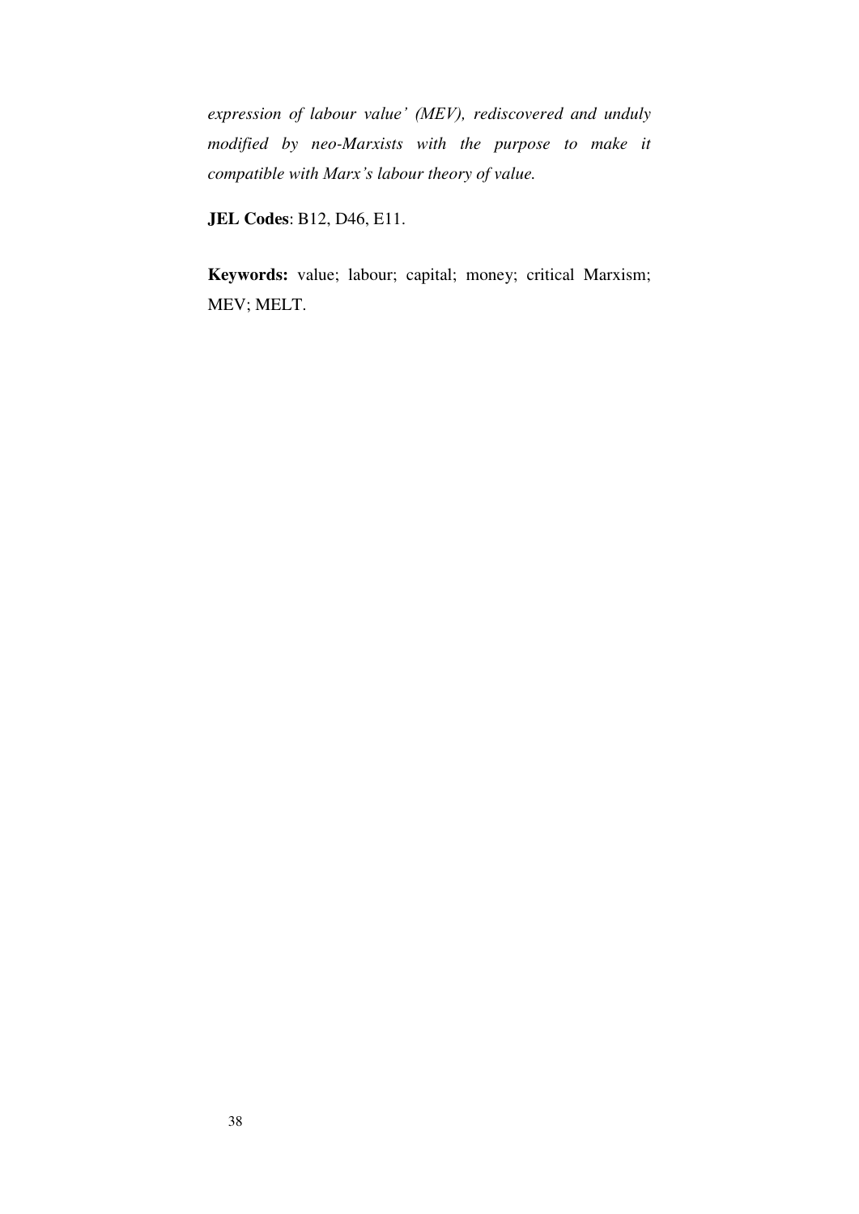*expression of labour value' (MEV), rediscovered and unduly modified by neo-Marxists with the purpose to make it compatible with Marx's labour theory of value.*

**JEL Codes**: B12, D46, E11.

**Keywords:** value; labour; capital; money; critical Marxism; MEV; MELT.